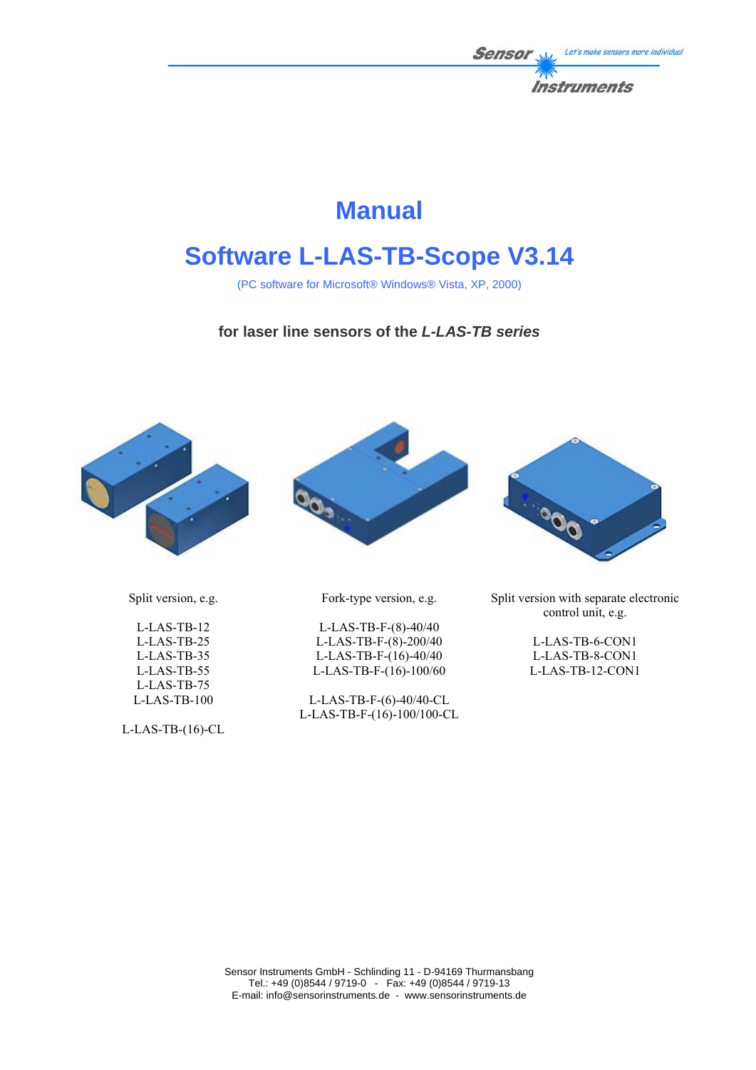# Manual

# Software L-LAS-TB-Scope V3.14

(PC software for Microsoft® Windows® Vista, XP, 2000)

**for laser line sensors of the *L-LAS-TB series***

Split version, e.g.

L-LAS-TB-12
L-LAS-TB-25
L-LAS-TB-35
L-LAS-TB-55
L-LAS-TB-75
L-LAS-TB-100

L-LAS-TB-(16)-CL

Fork-type version, e.g.

L-LAS-TB-F-(8)-40/40
L-LAS-TB-F-(8)-200/40
L-LAS-TB-F-(16)-40/40
L-LAS-TB-F-(16)-100/60

L-LAS-TB-F-(6)-40/40-CL
L-LAS-TB-F-(16)-100/100-CL

Split version with separate electronic control unit, e.g.

L-LAS-TB-6-CON1
L-LAS-TB-8-CON1
L-LAS-TB-12-CON1

Sensor Instruments GmbH - Schlinding 11 - D-94169 Thurmansbang
Tel.: +49 (0)8544 / 9719-0 - Fax: +49 (0)8544 / 9719-13
E-mail: info@sensorinstruments.de - www.sensorinstruments.de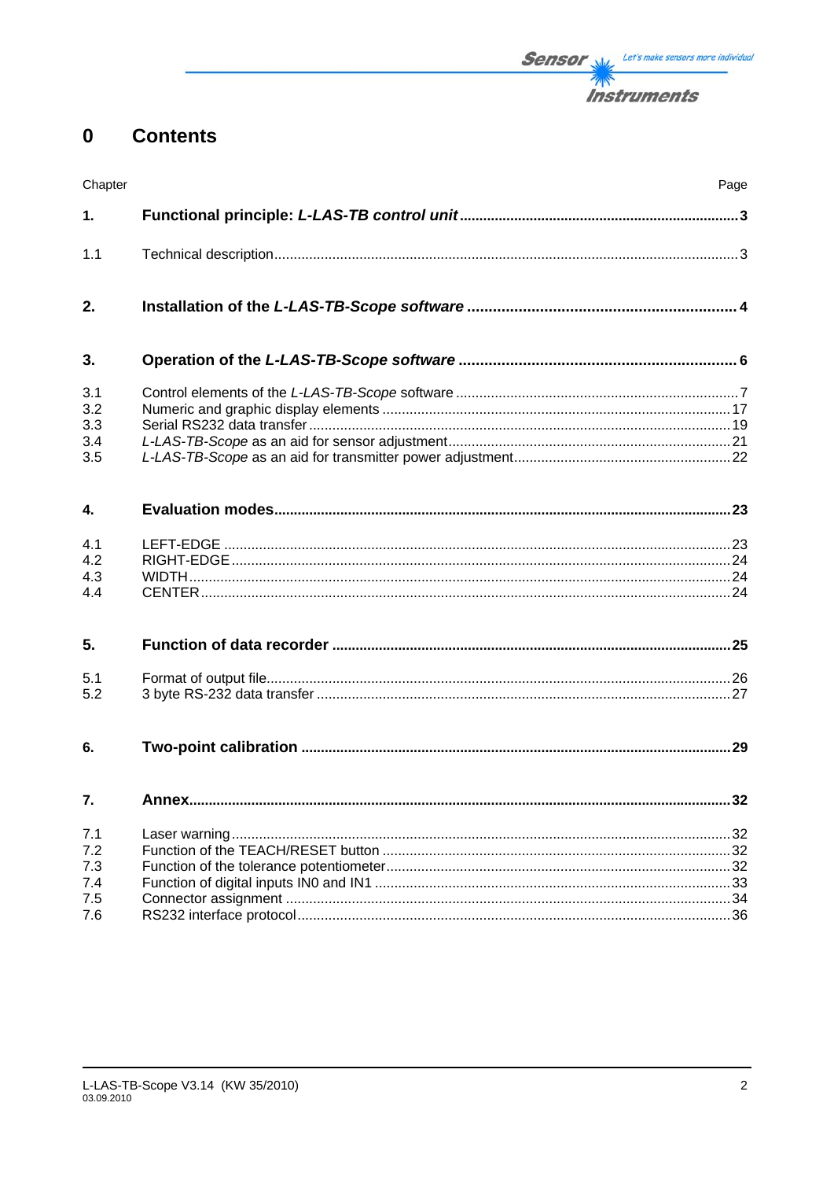# 0 Contents

| Chapter | | Page |
|---|---|---|
| **1.** | **Functional principle: *L-LAS-TB control unit*** | **3** |
| 1.1 | Technical description | 3 |
| **2.** | **Installation of the *L-LAS-TB-Scope software*** | **4** |
| **3.** | **Operation of the *L-LAS-TB-Scope software*** | **6** |
| 3.1 | Control elements of the *L-LAS-TB-Scope* software | 7 |
| 3.2 | Numeric and graphic display elements | 17 |
| 3.3 | Serial RS232 data transfer | 19 |
| 3.4 | *L-LAS-TB-Scope* as an aid for sensor adjustment | 21 |
| 3.5 | *L-LAS-TB-Scope* as an aid for transmitter power adjustment | 22 |
| **4.** | **Evaluation modes** | **23** |
| 4.1 | LEFT-EDGE | 23 |
| 4.2 | RIGHT-EDGE | 24 |
| 4.3 | WIDTH | 24 |
| 4.4 | CENTER | 24 |
| **5.** | **Function of data recorder** | **25** |
| 5.1 | Format of output file | 26 |
| 5.2 | 3 byte RS-232 data transfer | 27 |
| **6.** | **Two-point calibration** | **29** |
| **7.** | **Annex** | **32** |
| 7.1 | Laser warning | 32 |
| 7.2 | Function of the TEACH/RESET button | 32 |
| 7.3 | Function of the tolerance potentiometer | 32 |
| 7.4 | Function of digital inputs IN0 and IN1 | 33 |
| 7.5 | Connector assignment | 34 |
| 7.6 | RS232 interface protocol | 36 |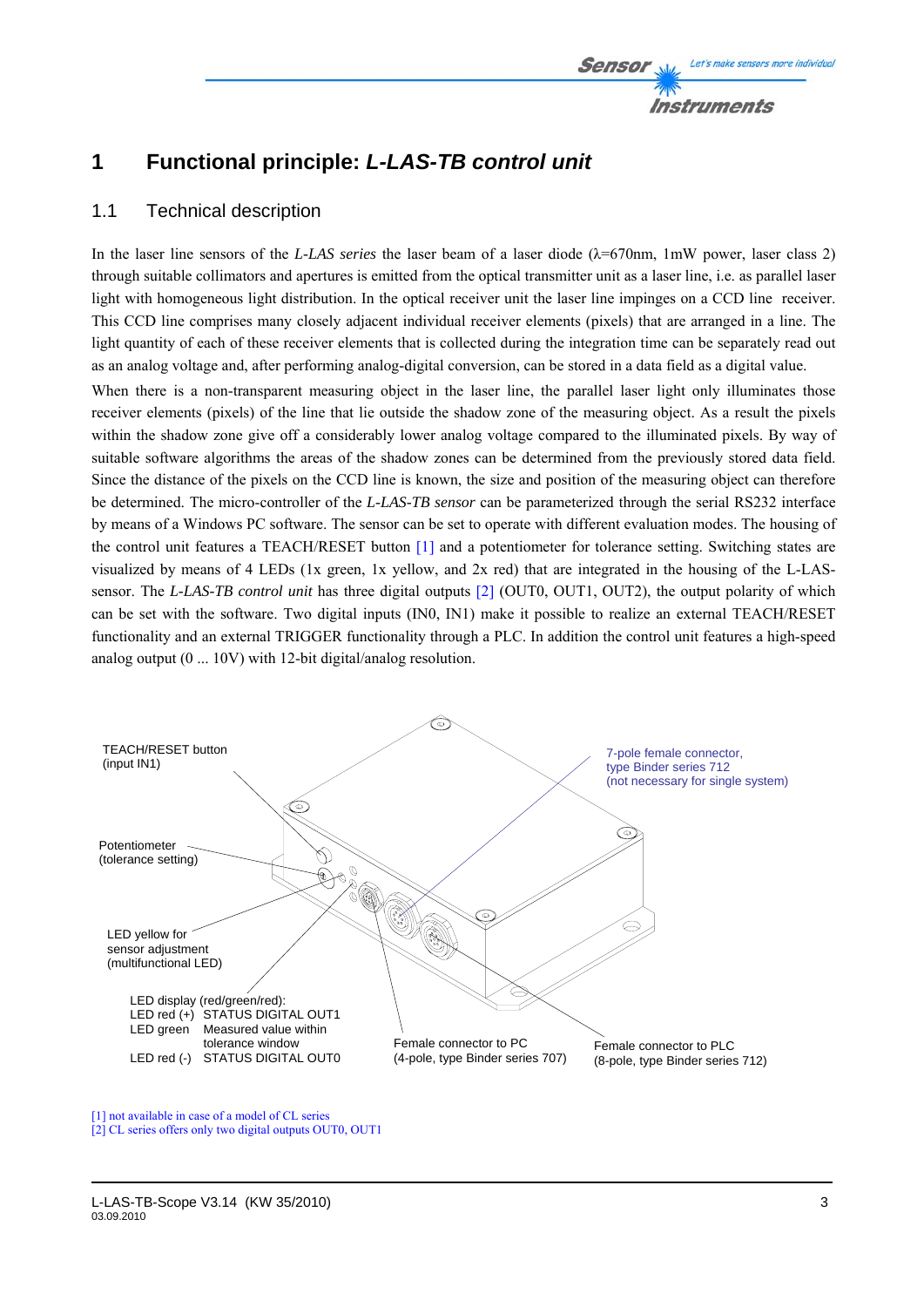# 1 Functional principle: *L-LAS-TB control unit*

## 1.1 Technical description

In the laser line sensors of the *L-LAS series* the laser beam of a laser diode (λ=670nm, 1mW power, laser class 2) through suitable collimators and apertures is emitted from the optical transmitter unit as a laser line, i.e. as parallel laser light with homogeneous light distribution. In the optical receiver unit the laser line impinges on a CCD line receiver. This CCD line comprises many closely adjacent individual receiver elements (pixels) that are arranged in a line. The light quantity of each of these receiver elements that is collected during the integration time can be separately read out as an analog voltage and, after performing analog-digital conversion, can be stored in a data field as a digital value.

When there is a non-transparent measuring object in the laser line, the parallel laser light only illuminates those receiver elements (pixels) of the line that lie outside the shadow zone of the measuring object. As a result the pixels within the shadow zone give off a considerably lower analog voltage compared to the illuminated pixels. By way of suitable software algorithms the areas of the shadow zones can be determined from the previously stored data field. Since the distance of the pixels on the CCD line is known, the size and position of the measuring object can therefore be determined. The micro-controller of the *L-LAS-TB sensor* can be parameterized through the serial RS232 interface by means of a Windows PC software. The sensor can be set to operate with different evaluation modes. The housing of the control unit features a TEACH/RESET button [1] and a potentiometer for tolerance setting. Switching states are visualized by means of 4 LEDs (1x green, 1x yellow, and 2x red) that are integrated in the housing of the L-LAS-sensor. The *L-LAS-TB control unit* has three digital outputs [2] (OUT0, OUT1, OUT2), the output polarity of which can be set with the software. Two digital inputs (IN0, IN1) make it possible to realize an external TEACH/RESET functionality and an external TRIGGER functionality through a PLC. In addition the control unit features a high-speed analog output (0 ... 10V) with 12-bit digital/analog resolution.

TEACH/RESET button (input IN1)

Potentiometer (tolerance setting)

LED yellow for sensor adjustment (multifunctional LED)

LED display (red/green/red):

| | |
|---|---|
| LED red (+) | STATUS DIGITAL OUT1 |
| LED green | Measured value within tolerance window |
| LED red (-) | STATUS DIGITAL OUT0 |

7-pole female connector, type Binder series 712 (not necessary for single system)

Female connector to PC (4-pole, type Binder series 707)

Female connector to PLC (8-pole, type Binder series 712)

[1] not available in case of a model of CL series
[2] CL series offers only two digital outputs OUT0, OUT1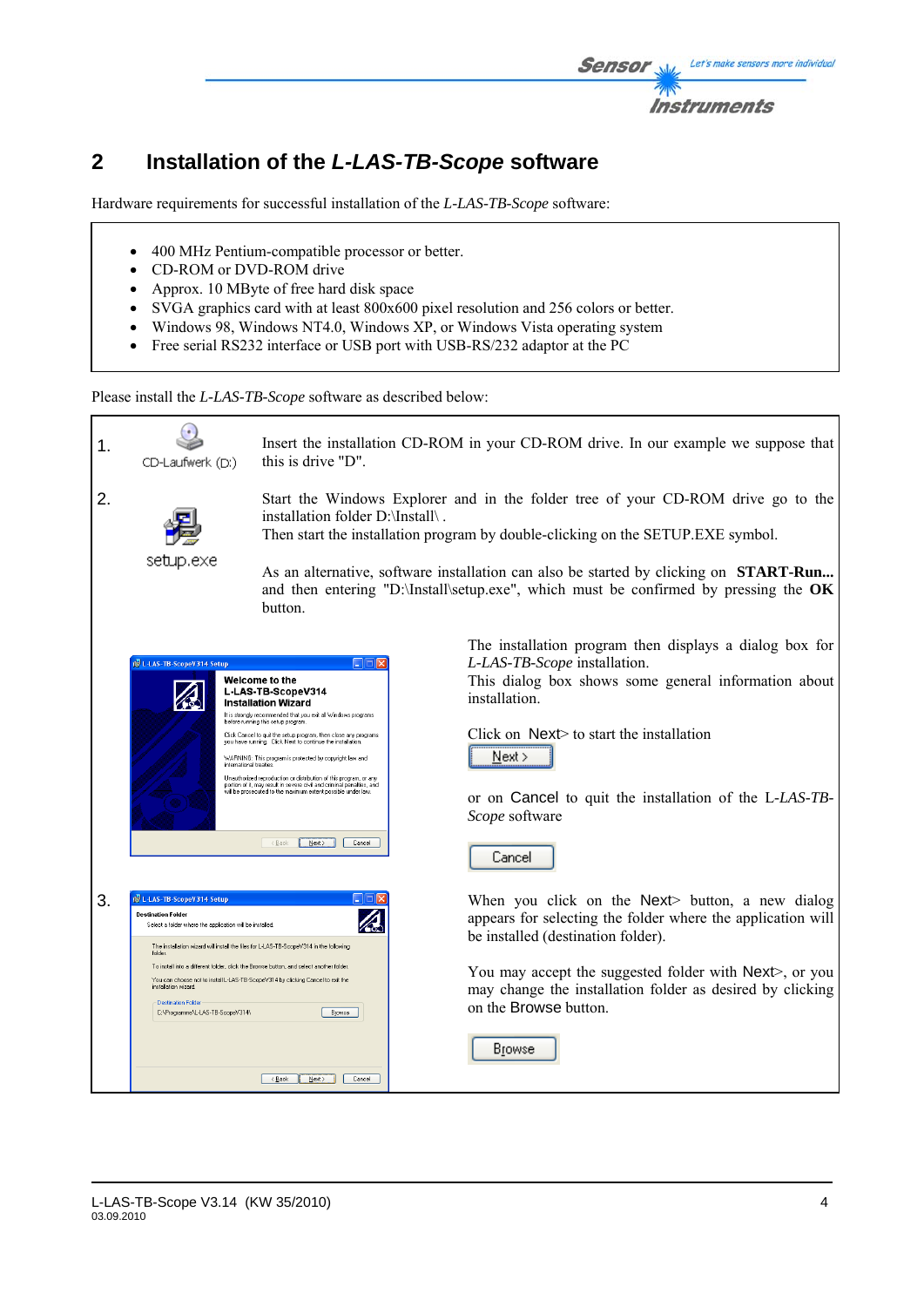## 2 Installation of the *L-LAS-TB-Scope* software

Hardware requirements for successful installation of the *L-LAS-TB-Scope* software:

- 400 MHz Pentium-compatible processor or better.
- CD-ROM or DVD-ROM drive
- Approx. 10 MByte of free hard disk space
- SVGA graphics card with at least 800x600 pixel resolution and 256 colors or better.
- Windows 98, Windows NT4.0, Windows XP, or Windows Vista operating system
- Free serial RS232 interface or USB port with USB-RS/232 adaptor at the PC

Please install the *L-LAS-TB-Scope* software as described below:

1. Insert the installation CD-ROM in your CD-ROM drive. In our example we suppose that this is drive "D".

2. Start the Windows Explorer and in the folder tree of your CD-ROM drive go to the installation folder D:\Install\ .
   Then start the installation program by double-clicking on the SETUP.EXE symbol.

   As an alternative, software installation can also be started by clicking on **START-Run...** and then entering "D:\Install\setup.exe", which must be confirmed by pressing the **OK** button.

   The installation program then displays a dialog box for *L-LAS-TB-Scope* installation.
   This dialog box shows some general information about installation.

   Click on Next> to start the installation

   or on Cancel to quit the installation of the L-*LAS-TB-Scope* software

3. When you click on the Next> button, a new dialog appears for selecting the folder where the application will be installed (destination folder).

   You may accept the suggested folder with Next>, or you may change the installation folder as desired by clicking on the Browse button.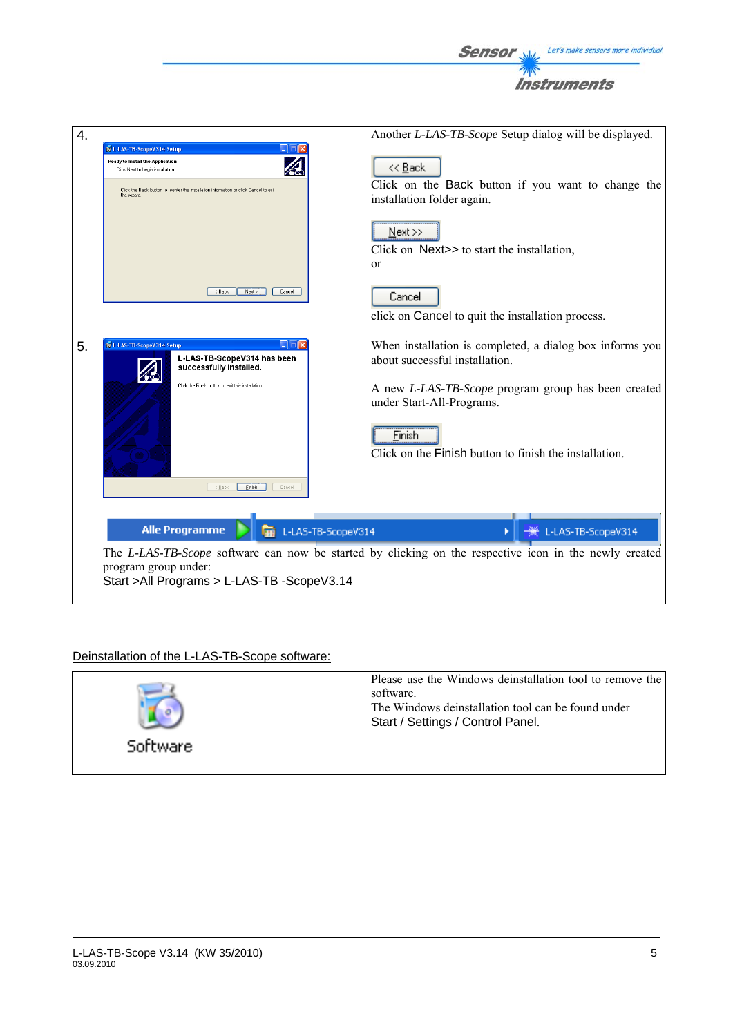| | |
|---|---|
| 4. | Another *L-LAS-TB-Scope* Setup dialog will be displayed.<br><br><< Back<br>Click on the Back button if you want to change the installation folder again.<br><br>Next >><br>Click on Next>> to start the installation,<br>or<br><br>Cancel<br>click on Cancel to quit the installation process. |
| 5. | When installation is completed, a dialog box informs you about successful installation.<br><br>A new *L-LAS-TB-Scope* program group has been created under Start-All-Programs.<br><br>Finish<br>Click on the Finish button to finish the installation. |

Alle Programme → L-LAS-TB-ScopeV314 → L-LAS-TB-ScopeV314

The *L-LAS-TB-Scope* software can now be started by clicking on the respective icon in the newly created program group under:
Start >All Programs > L-LAS-TB -ScopeV3.14

## Deinstallation of the L-LAS-TB-Scope software:

| | |
|---|---|
| Software | Please use the Windows deinstallation tool to remove the software.<br>The Windows deinstallation tool can be found under<br>Start / Settings / Control Panel. |

L-LAS-TB-Scope V3.14 (KW 35/2010)
03.09.2010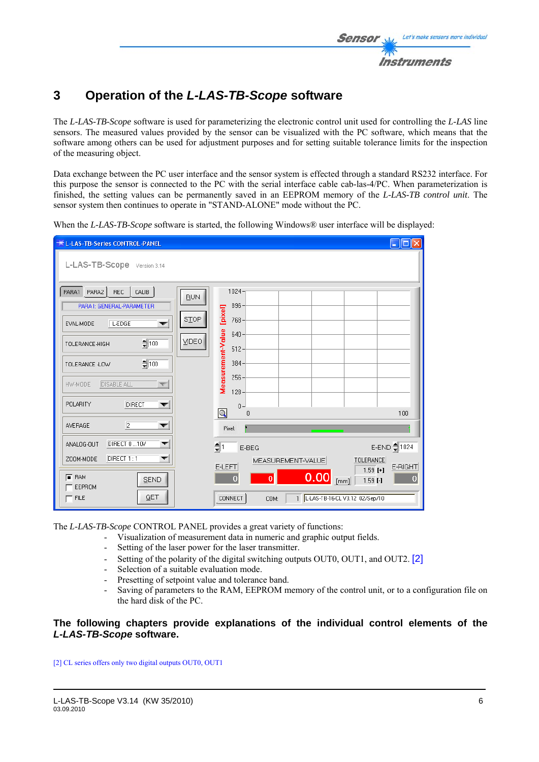# 3 Operation of the *L-LAS-TB-Scope* software

The *L-LAS-TB-Scope* software is used for parameterizing the electronic control unit used for controlling the *L-LAS* line sensors. The measured values provided by the sensor can be visualized with the PC software, which means that the software among others can be used for adjustment purposes and for setting suitable tolerance limits for the inspection of the measuring object.

Data exchange between the PC user interface and the sensor system is effected through a standard RS232 interface. For this purpose the sensor is connected to the PC with the serial interface cable cab-las-4/PC. When parameterization is finished, the setting values can be permanently saved in an EEPROM memory of the *L-LAS-TB control unit*. The sensor system then continues to operate in "STAND-ALONE" mode without the PC.

When the *L-LAS-TB-Scope* software is started, the following Windows® user interface will be displayed:

The *L-LAS-TB-Scope* CONTROL PANEL provides a great variety of functions:

- Visualization of measurement data in numeric and graphic output fields.
- Setting of the laser power for the laser transmitter.
- Setting of the polarity of the digital switching outputs OUT0, OUT1, and OUT2. [2]
- Selection of a suitable evaluation mode.
- Presetting of setpoint value and tolerance band.
- Saving of parameters to the RAM, EEPROM memory of the control unit, or to a configuration file on the hard disk of the PC.

**The following chapters provide explanations of the individual control elements of the *L-LAS-TB-Scope* software.**

[2] CL series offers only two digital outputs OUT0, OUT1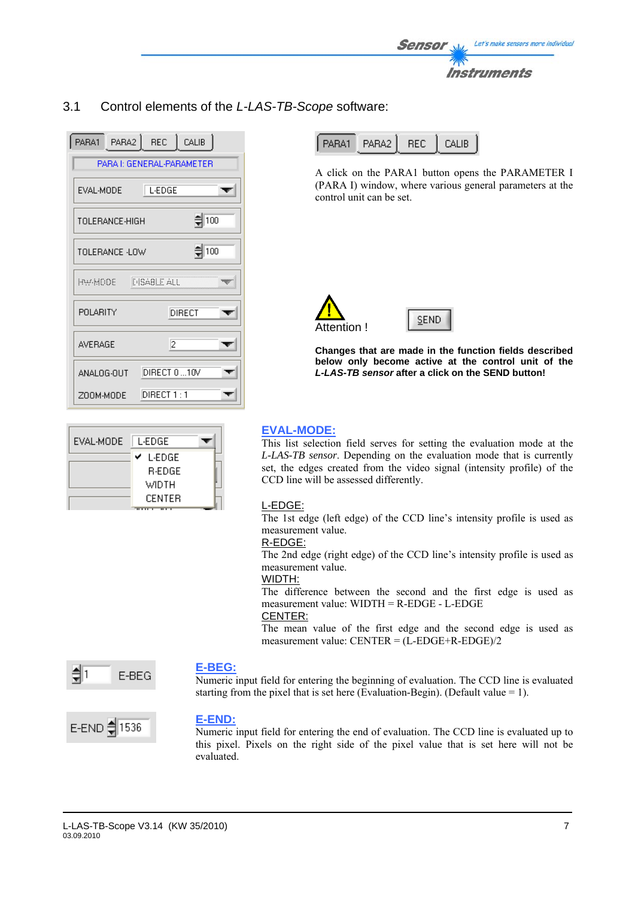## 3.1 Control elements of the *L-LAS-TB-Scope* software:

A click on the PARA1 button opens the PARAMETER I (PARA I) window, where various general parameters at the control unit can be set.

Attention !

**Changes that are made in the function fields described below only become active at the control unit of the *L-LAS-TB sensor* after a click on the SEND button!**

**EVAL-MODE:**

This list selection field serves for setting the evaluation mode at the *L-LAS-TB sensor*. Depending on the evaluation mode that is currently set, the edges created from the video signal (intensity profile) of the CCD line will be assessed differently.

L-EDGE:
The 1st edge (left edge) of the CCD line's intensity profile is used as measurement value.

R-EDGE:
The 2nd edge (right edge) of the CCD line's intensity profile is used as measurement value.

WIDTH:
The difference between the second and the first edge is used as measurement value: WIDTH = R-EDGE - L-EDGE

CENTER:
The mean value of the first edge and the second edge is used as measurement value: CENTER = (L-EDGE+R-EDGE)/2

**E-BEG:**

Numeric input field for entering the beginning of evaluation. The CCD line is evaluated starting from the pixel that is set here (Evaluation-Begin). (Default value = 1).

**E-END:**

Numeric input field for entering the end of evaluation. The CCD line is evaluated up to this pixel. Pixels on the right side of the pixel value that is set here will not be evaluated.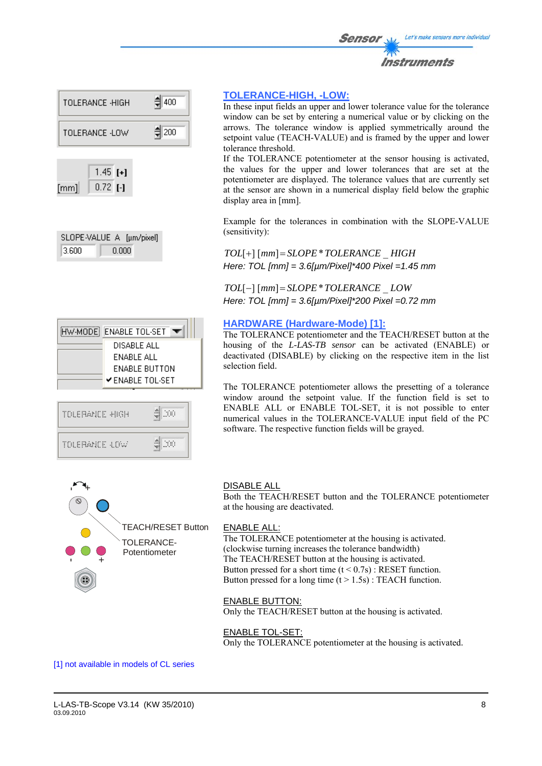## TOLERANCE-HIGH, -LOW:

In these input fields an upper and lower tolerance value for the tolerance window can be set by entering a numerical value or by clicking on the arrows. The tolerance window is applied symmetrically around the setpoint value (TEACH-VALUE) and is framed by the upper and lower tolerance threshold.

If the TOLERANCE potentiometer at the sensor housing is activated, the values for the upper and lower tolerances that are set at the potentiometer are displayed. The tolerance values that are currently set at the sensor are shown in a numerical display field below the graphic display area in [mm].

Example for the tolerances in combination with the SLOPE-VALUE (sensitivity):

$$TOL[+]\,[mm] = SLOPE * TOLERANCE\_HIGH$$

*Here: TOL [mm] = 3.6[µm/Pixel]*400 Pixel =1.45 mm*

$$TOL[-]\,[mm] = SLOPE * TOLERANCE\_LOW$$

*Here: TOL [mm] = 3.6[µm/Pixel]*200 Pixel =0.72 mm*

## HARDWARE (Hardware-Mode) [1]:

The TOLERANCE potentiometer and the TEACH/RESET button at the housing of the *L-LAS-TB sensor* can be activated (ENABLE) or deactivated (DISABLE) by clicking on the respective item in the list selection field.

The TOLERANCE potentiometer allows the presetting of a tolerance window around the setpoint value. If the function field is set to ENABLE ALL or ENABLE TOL-SET, it is not possible to enter numerical values in the TOLERANCE-VALUE input field of the PC software. The respective function fields will be grayed.

TEACH/RESET Button

TOLERANCE-Potentiometer

DISABLE ALL

Both the TEACH/RESET button and the TOLERANCE potentiometer at the housing are deactivated.

ENABLE ALL:

The TOLERANCE potentiometer at the housing is activated.
(clockwise turning increases the tolerance bandwidth)
The TEACH/RESET button at the housing is activated.
Button pressed for a short time (t < 0.7s) : RESET function.
Button pressed for a long time (t > 1.5s) : TEACH function.

ENABLE BUTTON:

Only the TEACH/RESET button at the housing is activated.

ENABLE TOL-SET:

Only the TOLERANCE potentiometer at the housing is activated.

[1] not available in models of CL series

L-LAS-TB-Scope V3.14 (KW 35/2010)
03.09.2010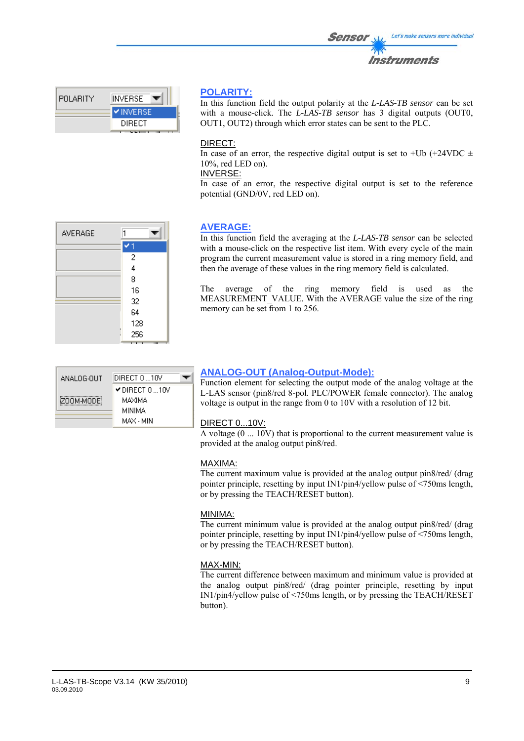## POLARITY:

In this function field the output polarity at the *L-LAS-TB sensor* can be set with a mouse-click. The *L-LAS-TB sensor* has 3 digital outputs (OUT0, OUT1, OUT2) through which error states can be sent to the PLC.

DIRECT:
In case of an error, the respective digital output is set to +Ub (+24VDC ± 10%, red LED on).
INVERSE:
In case of an error, the respective digital output is set to the reference potential (GND/0V, red LED on).

## AVERAGE:

In this function field the averaging at the *L-LAS-TB sensor* can be selected with a mouse-click on the respective list item. With every cycle of the main program the current measurement value is stored in a ring memory field, and then the average of these values in the ring memory field is calculated.

The average of the ring memory field is used as the MEASUREMENT_VALUE. With the AVERAGE value the size of the ring memory can be set from 1 to 256.

## ANALOG-OUT (Analog-Output-Mode):

Function element for selecting the output mode of the analog voltage at the L-LAS sensor (pin8/red 8-pol. PLC/POWER female connector). The analog voltage is output in the range from 0 to 10V with a resolution of 12 bit.

DIRECT 0...10V:
A voltage (0 ... 10V) that is proportional to the current measurement value is provided at the analog output pin8/red.

MAXIMA:
The current maximum value is provided at the analog output pin8/red/ (drag pointer principle, resetting by input IN1/pin4/yellow pulse of <750ms length, or by pressing the TEACH/RESET button).

MINIMA:
The current minimum value is provided at the analog output pin8/red/ (drag pointer principle, resetting by input IN1/pin4/yellow pulse of <750ms length, or by pressing the TEACH/RESET button).

MAX-MIN:
The current difference between maximum and minimum value is provided at the analog output pin8/red/ (drag pointer principle, resetting by input IN1/pin4/yellow pulse of <750ms length, or by pressing the TEACH/RESET button).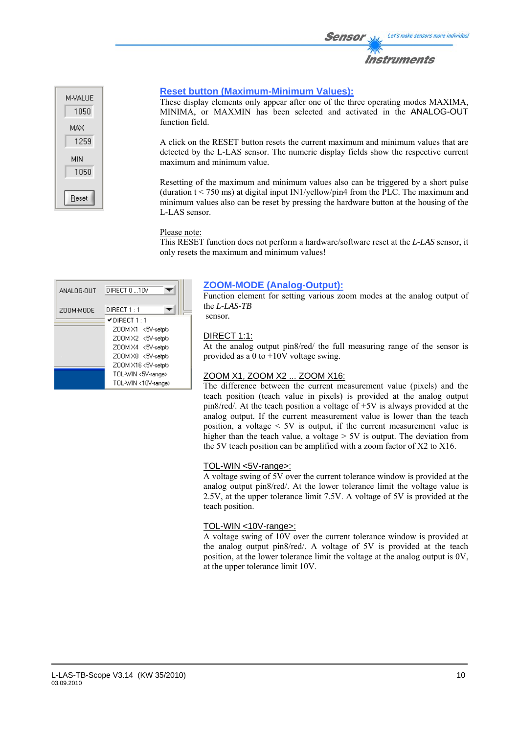## Reset button (Maximum-Minimum Values):

These display elements only appear after one of the three operating modes MAXIMA, MINIMA, or MAXMIN has been selected and activated in the ANALOG-OUT function field.

A click on the RESET button resets the current maximum and minimum values that are detected by the L-LAS sensor. The numeric display fields show the respective current maximum and minimum value.

Resetting of the maximum and minimum values also can be triggered by a short pulse (duration t < 750 ms) at digital input IN1/yellow/pin4 from the PLC. The maximum and minimum values also can be reset by pressing the hardware button at the housing of the L-LAS sensor.

Please note:
This RESET function does not perform a hardware/software reset at the *L-LAS* sensor, it only resets the maximum and minimum values!

## ZOOM-MODE (Analog-Output):

Function element for setting various zoom modes at the analog output of the *L-LAS-TB* sensor.

DIRECT 1:1:
At the analog output pin8/red/ the full measuring range of the sensor is provided as a 0 to +10V voltage swing.

ZOOM X1, ZOOM X2 ... ZOOM X16:
The difference between the current measurement value (pixels) and the teach position (teach value in pixels) is provided at the analog output pin8/red/. At the teach position a voltage of +5V is always provided at the analog output. If the current measurement value is lower than the teach position, a voltage < 5V is output, if the current measurement value is higher than the teach value, a voltage > 5V is output. The deviation from the 5V teach position can be amplified with a zoom factor of X2 to X16.

TOL-WIN <5V-range>:
A voltage swing of 5V over the current tolerance window is provided at the analog output pin8/red/. At the lower tolerance limit the voltage value is 2.5V, at the upper tolerance limit 7.5V. A voltage of 5V is provided at the teach position.

TOL-WIN <10V-range>:
A voltage swing of 10V over the current tolerance window is provided at the analog output pin8/red/. A voltage of 5V is provided at the teach position, at the lower tolerance limit the voltage at the analog output is 0V, at the upper tolerance limit 10V.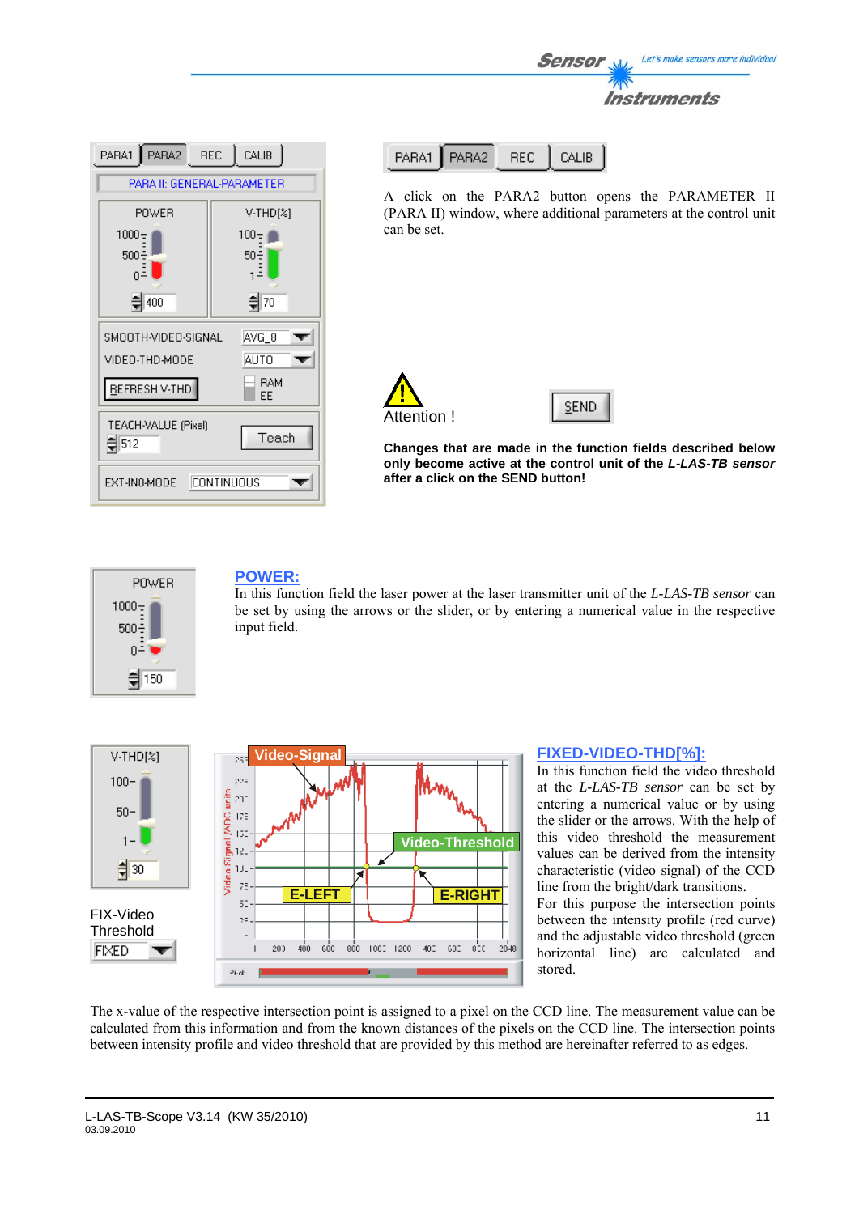PARA1 PARA2 REC CALIB

A click on the PARA2 button opens the PARAMETER II (PARA II) window, where additional parameters at the control unit can be set.

Attention !

SEND

**Changes that are made in the function fields described below only become active at the control unit of the *L-LAS-TB sensor* after a click on the SEND button!**

POWER
1000
500
0
150

## POWER:

In this function field the laser power at the laser transmitter unit of the *L-LAS-TB sensor* can be set by using the arrows or the slider, or by entering a numerical value in the respective input field.

V-THD[%]
100
50
1
30

FIX-Video Threshold

FIXED

## FIXED-VIDEO-THD[%]:

In this function field the video threshold at the *L-LAS-TB sensor* can be set by entering a numerical value or by using the slider or the arrows. With the help of this video threshold the measurement values can be derived from the intensity characteristic (video signal) of the CCD line from the bright/dark transitions. For this purpose the intersection points between the intensity profile (red curve) and the adjustable video threshold (green horizontal line) are calculated and stored.

The x-value of the respective intersection point is assigned to a pixel on the CCD line. The measurement value can be calculated from this information and from the known distances of the pixels on the CCD line. The intersection points between intensity profile and video threshold that are provided by this method are hereinafter referred to as edges.

L-LAS-TB-Scope V3.14 (KW 35/2010)
03.09.2010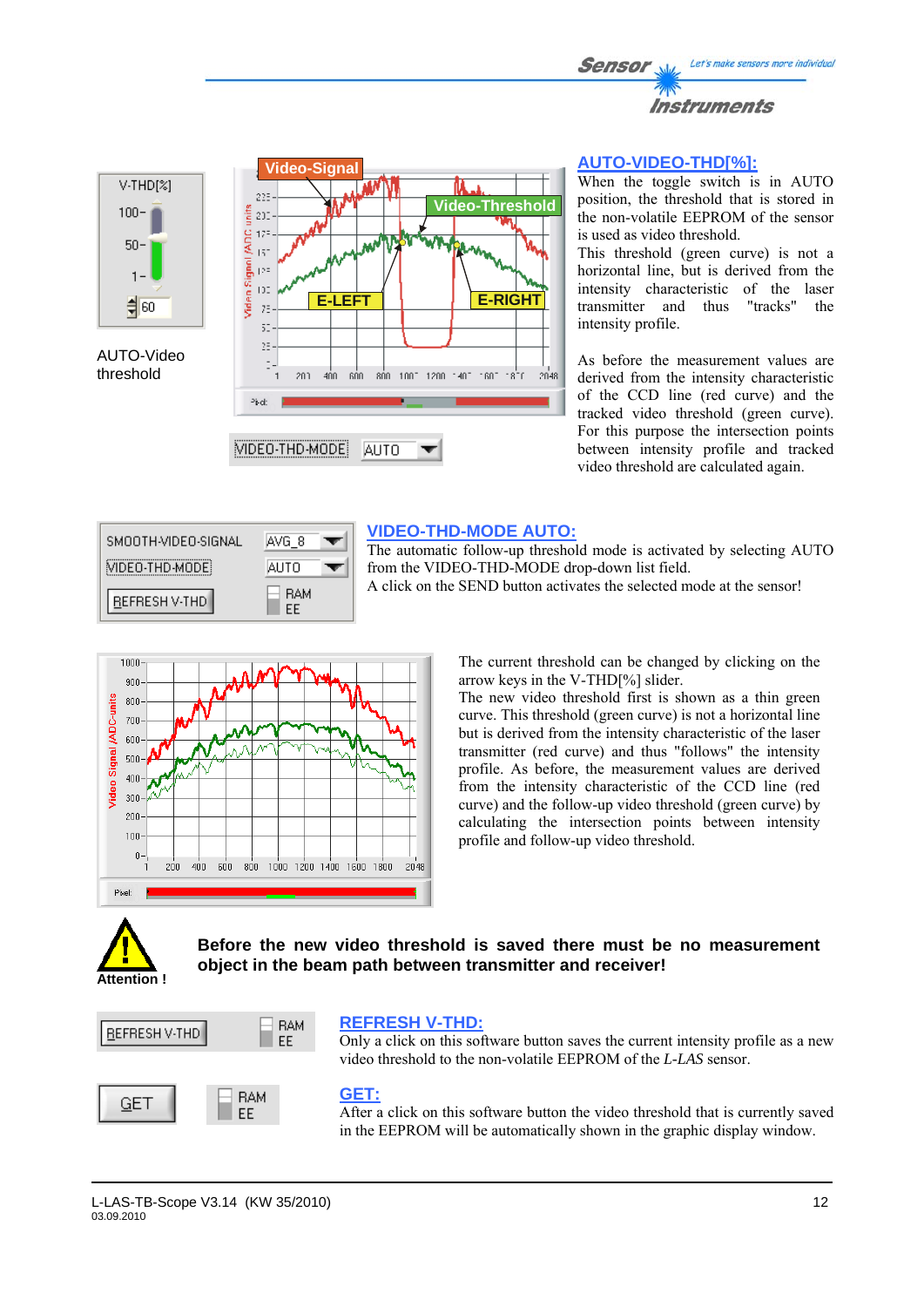AUTO-Video threshold

## AUTO-VIDEO-THD[%]:

When the toggle switch is in AUTO position, the threshold that is stored in the non-volatile EEPROM of the sensor is used as video threshold.
This threshold (green curve) is not a horizontal line, but is derived from the intensity characteristic of the laser transmitter and thus "tracks" the intensity profile.

As before the measurement values are derived from the intensity characteristic of the CCD line (red curve) and the tracked video threshold (green curve). For this purpose the intersection points between intensity profile and tracked video threshold are calculated again.

## VIDEO-THD-MODE AUTO:

The automatic follow-up threshold mode is activated by selecting AUTO from the VIDEO-THD-MODE drop-down list field.
A click on the SEND button activates the selected mode at the sensor!

The current threshold can be changed by clicking on the arrow keys in the V-THD[%] slider.
The new video threshold first is shown as a thin green curve. This threshold (green curve) is not a horizontal line but is derived from the intensity characteristic of the laser transmitter (red curve) and thus "follows" the intensity profile. As before, the measurement values are derived from the intensity characteristic of the CCD line (red curve) and the follow-up video threshold (green curve) by calculating the intersection points between intensity profile and follow-up video threshold.

Attention !

**Before the new video threshold is saved there must be no measurement object in the beam path between transmitter and receiver!**

## REFRESH V-THD:

Only a click on this software button saves the current intensity profile as a new video threshold to the non-volatile EEPROM of the *L-LAS* sensor.

## GET:

After a click on this software button the video threshold that is currently saved in the EEPROM will be automatically shown in the graphic display window.

L-LAS-TB-Scope V3.14 (KW 35/2010)
03.09.2010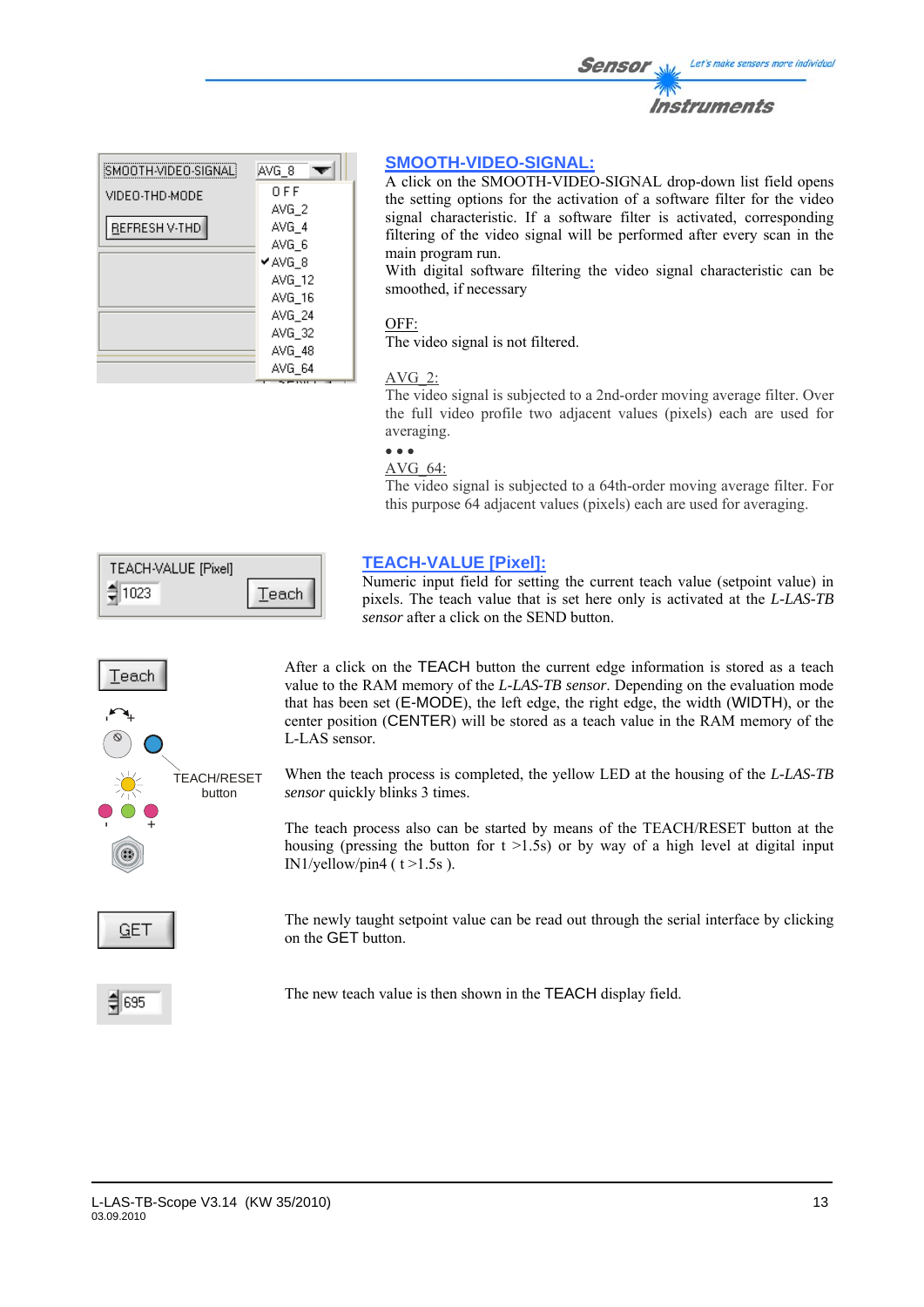## SMOOTH-VIDEO-SIGNAL:

A click on the SMOOTH-VIDEO-SIGNAL drop-down list field opens the setting options for the activation of a software filter for the video signal characteristic. If a software filter is activated, corresponding filtering of the video signal will be performed after every scan in the main program run.
With digital software filtering the video signal characteristic can be smoothed, if necessary

OFF:
The video signal is not filtered.

AVG_2:
The video signal is subjected to a 2nd-order moving average filter. Over the full video profile two adjacent values (pixels) each are used for averaging.

• • •

AVG_64:
The video signal is subjected to a 64th-order moving average filter. For this purpose 64 adjacent values (pixels) each are used for averaging.

## TEACH-VALUE [Pixel]:

Numeric input field for setting the current teach value (setpoint value) in pixels. The teach value that is set here only is activated at the *L-LAS-TB sensor* after a click on the SEND button.

After a click on the TEACH button the current edge information is stored as a teach value to the RAM memory of the *L-LAS-TB sensor*. Depending on the evaluation mode that has been set (E-MODE), the left edge, the right edge, the width (WIDTH), or the center position (CENTER) will be stored as a teach value in the RAM memory of the L-LAS sensor.

When the teach process is completed, the yellow LED at the housing of the *L-LAS-TB sensor* quickly blinks 3 times.

TEACH/RESET button

The teach process also can be started by means of the TEACH/RESET button at the housing (pressing the button for t >1.5s) or by way of a high level at digital input IN1/yellow/pin4 ( t >1.5s ).

The newly taught setpoint value can be read out through the serial interface by clicking on the GET button.

The new teach value is then shown in the TEACH display field.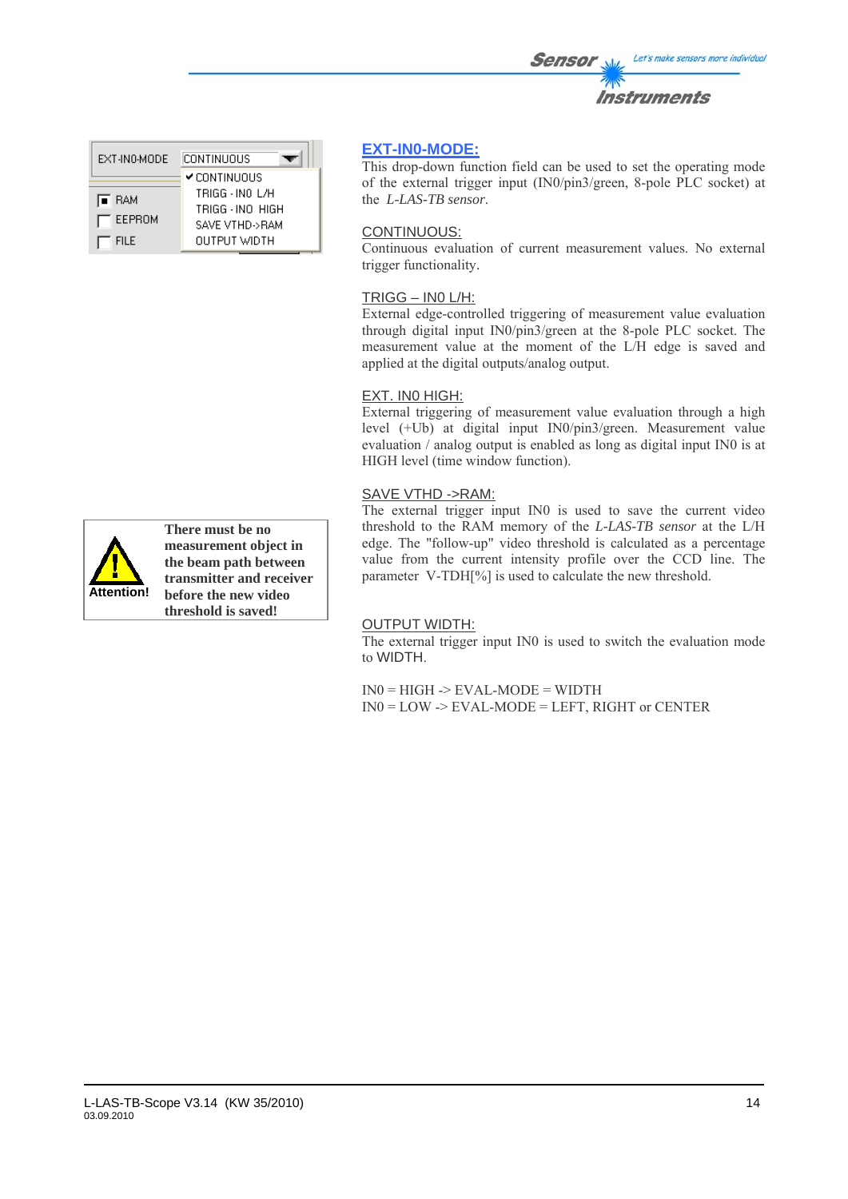## EXT-IN0-MODE:

This drop-down function field can be used to set the operating mode of the external trigger input (IN0/pin3/green, 8-pole PLC socket) at the *L-LAS-TB sensor*.

CONTINUOUS:
Continuous evaluation of current measurement values. No external trigger functionality.

TRIGG – IN0 L/H:
External edge-controlled triggering of measurement value evaluation through digital input IN0/pin3/green at the 8-pole PLC socket. The measurement value at the moment of the L/H edge is saved and applied at the digital outputs/analog output.

EXT. IN0 HIGH:
External triggering of measurement value evaluation through a high level (+Ub) at digital input IN0/pin3/green. Measurement value evaluation / analog output is enabled as long as digital input IN0 is at HIGH level (time window function).

SAVE VTHD ->RAM:
The external trigger input IN0 is used to save the current video threshold to the RAM memory of the *L-LAS-TB sensor* at the L/H edge. The "follow-up" video threshold is calculated as a percentage value from the current intensity profile over the CCD line. The parameter V-TDH[%] is used to calculate the new threshold.

**Attention! There must be no measurement object in the beam path between transmitter and receiver before the new video threshold is saved!**

OUTPUT WIDTH:
The external trigger input IN0 is used to switch the evaluation mode to WIDTH.

IN0 = HIGH -> EVAL-MODE = WIDTH
IN0 = LOW -> EVAL-MODE = LEFT, RIGHT or CENTER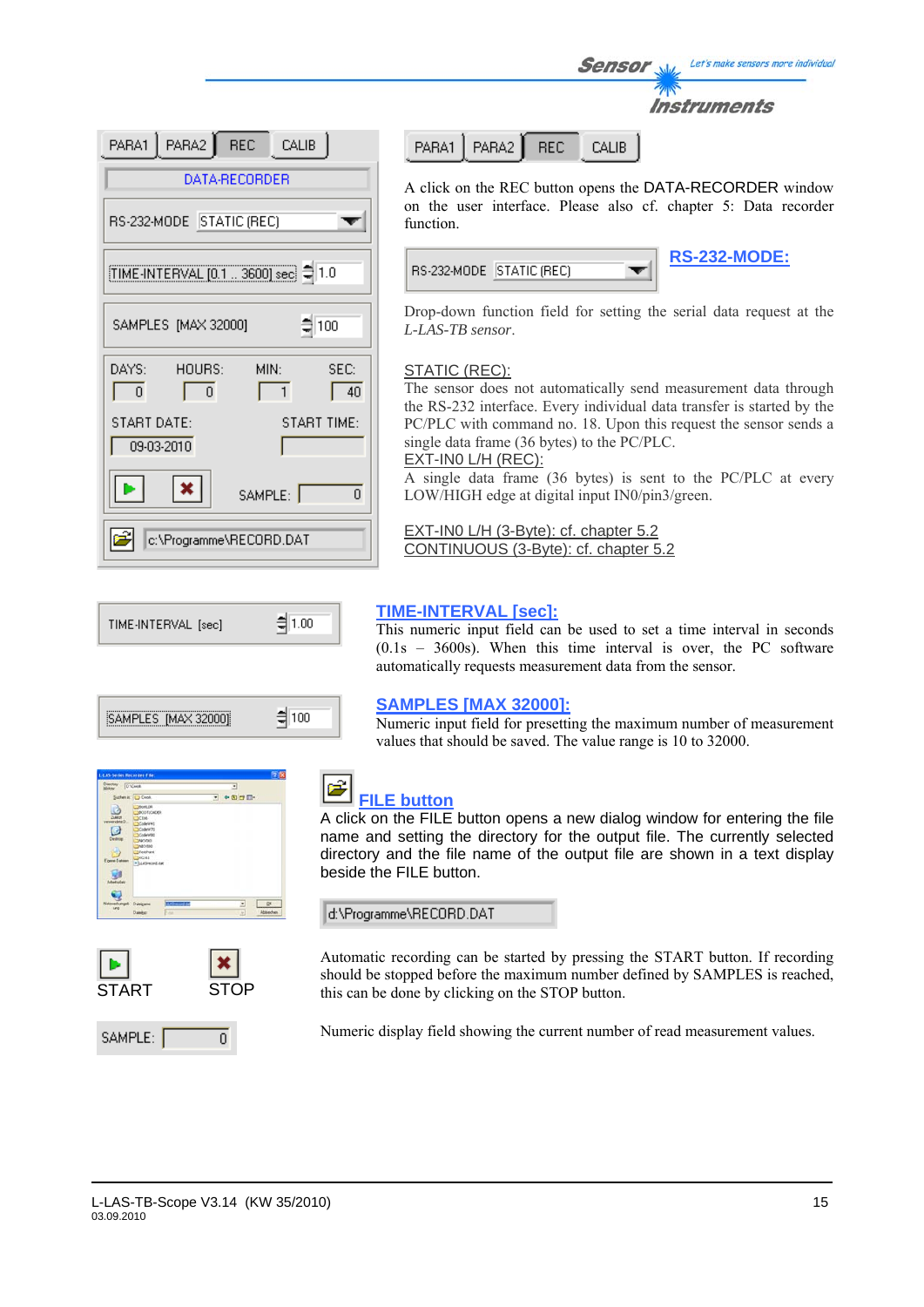PARA1 | PARA2 | REC | CALIB

A click on the REC button opens the DATA-RECORDER window on the user interface. Please also cf. chapter 5: Data recorder function.

## RS-232-MODE:

RS-232-MODE STATIC (REC)

Drop-down function field for setting the serial data request at the *L-LAS-TB sensor*.

STATIC (REC):
The sensor does not automatically send measurement data through the RS-232 interface. Every individual data transfer is started by the PC/PLC with command no. 18. Upon this request the sensor sends a single data frame (36 bytes) to the PC/PLC.
EXT-IN0 L/H (REC):
A single data frame (36 bytes) is sent to the PC/PLC at every LOW/HIGH edge at digital input IN0/pin3/green.

EXT-IN0 L/H (3-Byte): cf. chapter 5.2
CONTINUOUS (3-Byte): cf. chapter 5.2

## TIME-INTERVAL [sec]:

TIME-INTERVAL [sec] 1.00

This numeric input field can be used to set a time interval in seconds (0.1s – 3600s). When this time interval is over, the PC software automatically requests measurement data from the sensor.

## SAMPLES [MAX 32000]:

SAMPLES [MAX 32000] 100

Numeric input field for presetting the maximum number of measurement values that should be saved. The value range is 10 to 32000.

## FILE button

A click on the FILE button opens a new dialog window for entering the file name and setting the directory for the output file. The currently selected directory and the file name of the output file are shown in a text display beside the FILE button.

d:\Programme\RECORD.DAT

START STOP

Automatic recording can be started by pressing the START button. If recording should be stopped before the maximum number defined by SAMPLES is reached, this can be done by clicking on the STOP button.

SAMPLE: 0

Numeric display field showing the current number of read measurement values.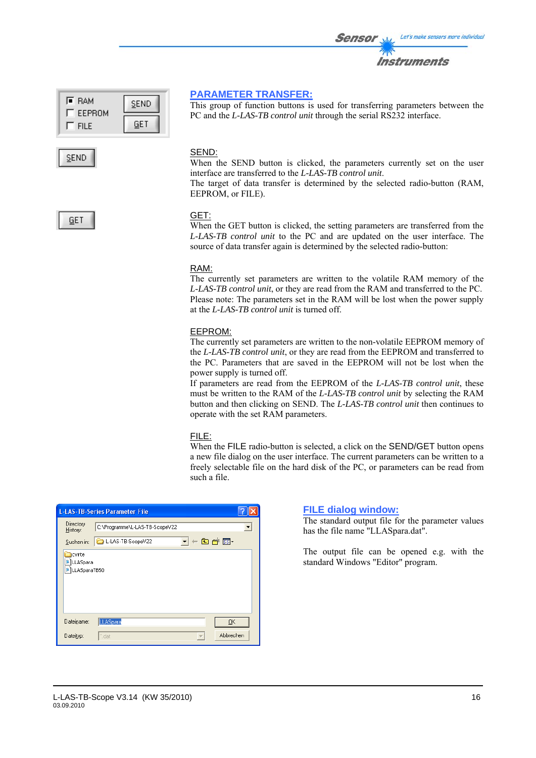## PARAMETER TRANSFER:

This group of function buttons is used for transferring parameters between the PC and the *L-LAS-TB control unit* through the serial RS232 interface.

### SEND:

When the SEND button is clicked, the parameters currently set on the user interface are transferred to the *L-LAS-TB control unit*.
The target of data transfer is determined by the selected radio-button (RAM, EEPROM, or FILE).

### GET:

When the GET button is clicked, the setting parameters are transferred from the *L-LAS-TB control unit* to the PC and are updated on the user interface. The source of data transfer again is determined by the selected radio-button:

### RAM:

The currently set parameters are written to the volatile RAM memory of the *L-LAS-TB control unit*, or they are read from the RAM and transferred to the PC.
Please note: The parameters set in the RAM will be lost when the power supply at the *L-LAS-TB control unit* is turned off.

### EEPROM:

The currently set parameters are written to the non-volatile EEPROM memory of the *L-LAS-TB control unit*, or they are read from the EEPROM and transferred to the PC. Parameters that are saved in the EEPROM will not be lost when the power supply is turned off.
If parameters are read from the EEPROM of the *L-LAS-TB control unit*, these must be written to the RAM of the *L-LAS-TB control unit* by selecting the RAM button and then clicking on SEND. The *L-LAS-TB control unit* then continues to operate with the set RAM parameters.

### FILE:

When the FILE radio-button is selected, a click on the SEND/GET button opens a new file dialog on the user interface. The current parameters can be written to a freely selectable file on the hard disk of the PC, or parameters can be read from such a file.

## FILE dialog window:

The standard output file for the parameter values has the file name "LLASpara.dat".

The output file can be opened e.g. with the standard Windows "Editor" program.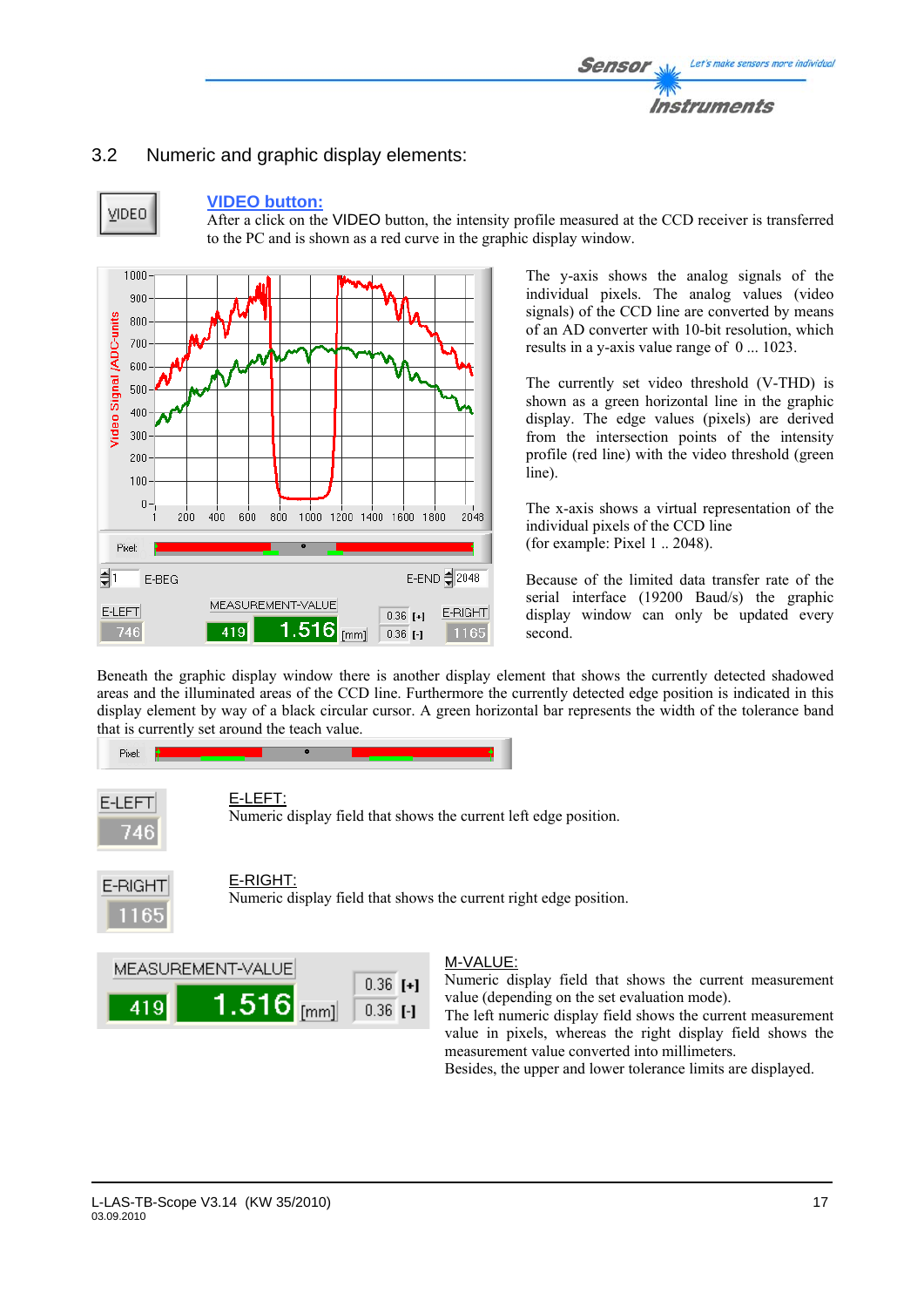## 3.2 Numeric and graphic display elements:

**VIDEO button:**

After a click on the VIDEO button, the intensity profile measured at the CCD receiver is transferred to the PC and is shown as a red curve in the graphic display window.

The y-axis shows the analog signals of the individual pixels. The analog values (video signals) of the CCD line are converted by means of an AD converter with 10-bit resolution, which results in a y-axis value range of 0 ... 1023.

The currently set video threshold (V-THD) is shown as a green horizontal line in the graphic display. The edge values (pixels) are derived from the intersection points of the intensity profile (red line) with the video threshold (green line).

The x-axis shows a virtual representation of the individual pixels of the CCD line (for example: Pixel 1 .. 2048).

Because of the limited data transfer rate of the serial interface (19200 Baud/s) the graphic display window can only be updated every second.

Beneath the graphic display window there is another display element that shows the currently detected shadowed areas and the illuminated areas of the CCD line. Furthermore the currently detected edge position is indicated in this display element by way of a black circular cursor. A green horizontal bar represents the width of the tolerance band that is currently set around the teach value.

E-LEFT:
Numeric display field that shows the current left edge position.

E-RIGHT:
Numeric display field that shows the current right edge position.

M-VALUE:
Numeric display field that shows the current measurement value (depending on the set evaluation mode).
The left numeric display field shows the current measurement value in pixels, whereas the right display field shows the measurement value converted into millimeters.
Besides, the upper and lower tolerance limits are displayed.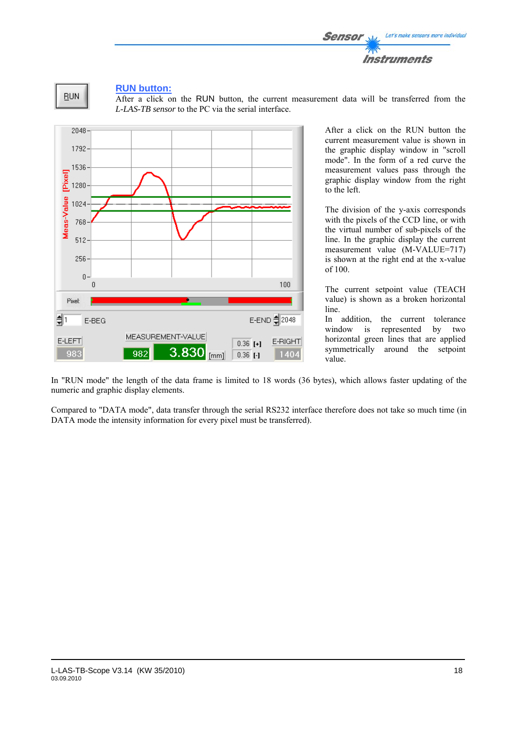## RUN button:

After a click on the RUN button, the current measurement data will be transferred from the *L-LAS-TB sensor* to the PC via the serial interface.

After a click on the RUN button the current measurement value is shown in the graphic display window in "scroll mode". In the form of a red curve the measurement values pass through the graphic display window from the right to the left.

The division of the y-axis corresponds with the pixels of the CCD line, or with the virtual number of sub-pixels of the line. In the graphic display the current measurement value (M-VALUE=717) is shown at the right end at the x-value of 100.

The current setpoint value (TEACH value) is shown as a broken horizontal line.

In addition, the current tolerance window is represented by two horizontal green lines that are applied symmetrically around the setpoint value.

In "RUN mode" the length of the data frame is limited to 18 words (36 bytes), which allows faster updating of the numeric and graphic display elements.

Compared to "DATA mode", data transfer through the serial RS232 interface therefore does not take so much time (in DATA mode the intensity information for every pixel must be transferred).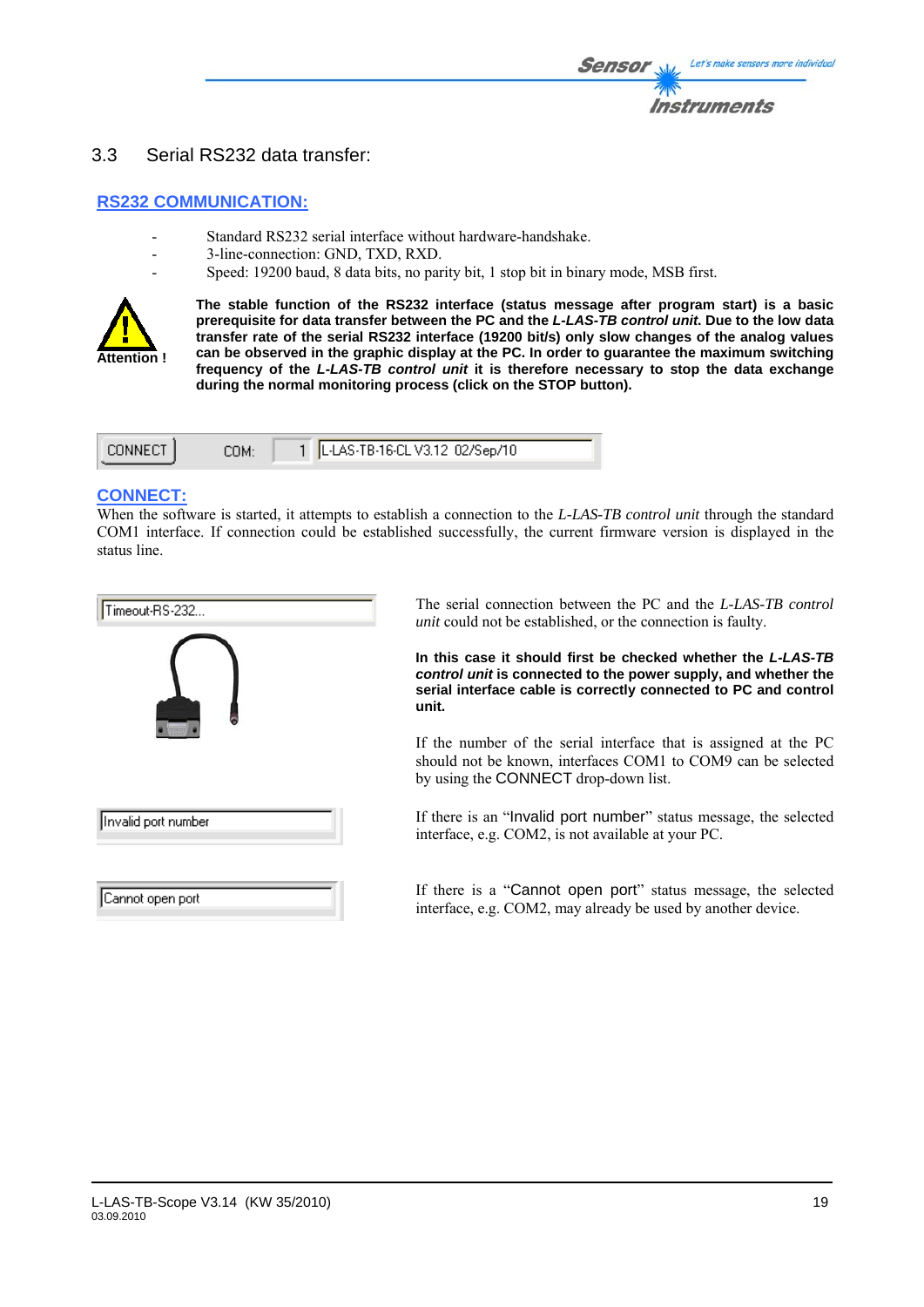## 3.3 Serial RS232 data transfer:

### RS232 COMMUNICATION:

- Standard RS232 serial interface without hardware-handshake.
- 3-line-connection: GND, TXD, RXD.
- Speed: 19200 baud, 8 data bits, no parity bit, 1 stop bit in binary mode, MSB first.

Attention !

**The stable function of the RS232 interface (status message after program start) is a basic prerequisite for data transfer between the PC and the *L-LAS-TB control unit*. Due to the low data transfer rate of the serial RS232 interface (19200 bit/s) only slow changes of the analog values can be observed in the graphic display at the PC. In order to guarantee the maximum switching frequency of the *L-LAS-TB control unit* it is therefore necessary to stop the data exchange during the normal monitoring process (click on the STOP button).**

CONNECT    COM: 1    L-LAS-TB-16-CL V3.12 02/Sep/10

### CONNECT:

When the software is started, it attempts to establish a connection to the *L-LAS-TB control unit* through the standard COM1 interface. If connection could be established successfully, the current firmware version is displayed in the status line.

Timeout-RS-232...

The serial connection between the PC and the *L-LAS-TB control unit* could not be established, or the connection is faulty.

**In this case it should first be checked whether the *L-LAS-TB control unit* is connected to the power supply, and whether the serial interface cable is correctly connected to PC and control unit.**

If the number of the serial interface that is assigned at the PC should not be known, interfaces COM1 to COM9 can be selected by using the CONNECT drop-down list.

Invalid port number

If there is an "Invalid port number" status message, the selected interface, e.g. COM2, is not available at your PC.

Cannot open port

If there is a "Cannot open port" status message, the selected interface, e.g. COM2, may already be used by another device.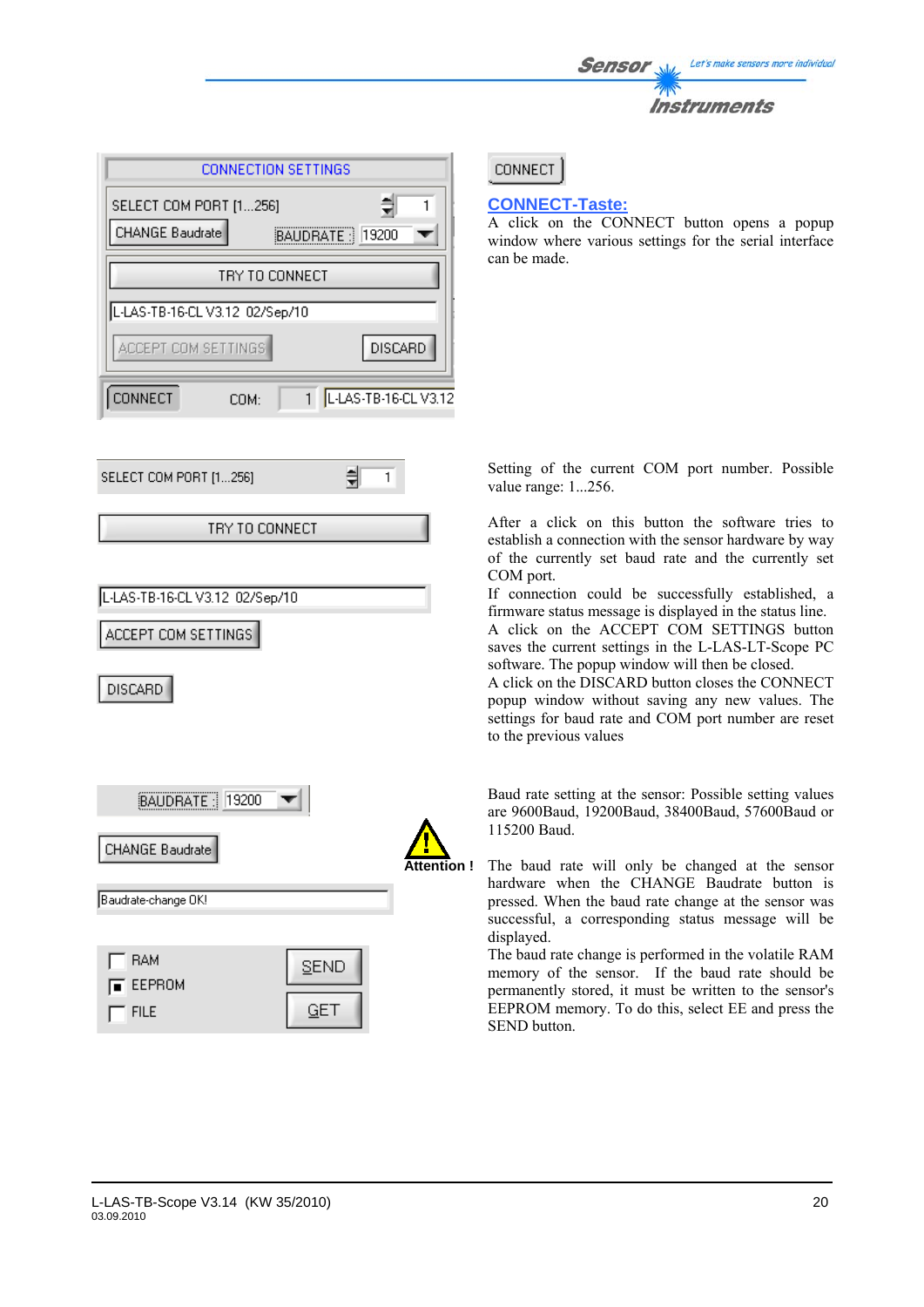CONNECT

## CONNECT-Taste:

A click on the CONNECT button opens a popup window where various settings for the serial interface can be made.

SELECT COM PORT [1...256]

Setting of the current COM port number. Possible value range: 1...256.

TRY TO CONNECT

After a click on this button the software tries to establish a connection with the sensor hardware by way of the currently set baud rate and the currently set COM port.

If connection could be successfully established, a firmware status message is displayed in the status line.

ACCEPT COM SETTINGS

A click on the ACCEPT COM SETTINGS button saves the current settings in the L-LAS-LT-Scope PC software. The popup window will then be closed.

DISCARD

A click on the DISCARD button closes the CONNECT popup window without saving any new values. The settings for baud rate and COM port number are reset to the previous values

BAUDRATE 19200

Baud rate setting at the sensor: Possible setting values are 9600Baud, 19200Baud, 38400Baud, 57600Baud or 115200 Baud.

CHANGE Baudrate

**Attention !**

The baud rate will only be changed at the sensor hardware when the CHANGE Baudrate button is pressed. When the baud rate change at the sensor was successful, a corresponding status message will be displayed.

Baudrate-change OK!

The baud rate change is performed in the volatile RAM memory of the sensor. If the baud rate should be permanently stored, it must be written to the sensor's EEPROM memory. To do this, select EE and press the SEND button.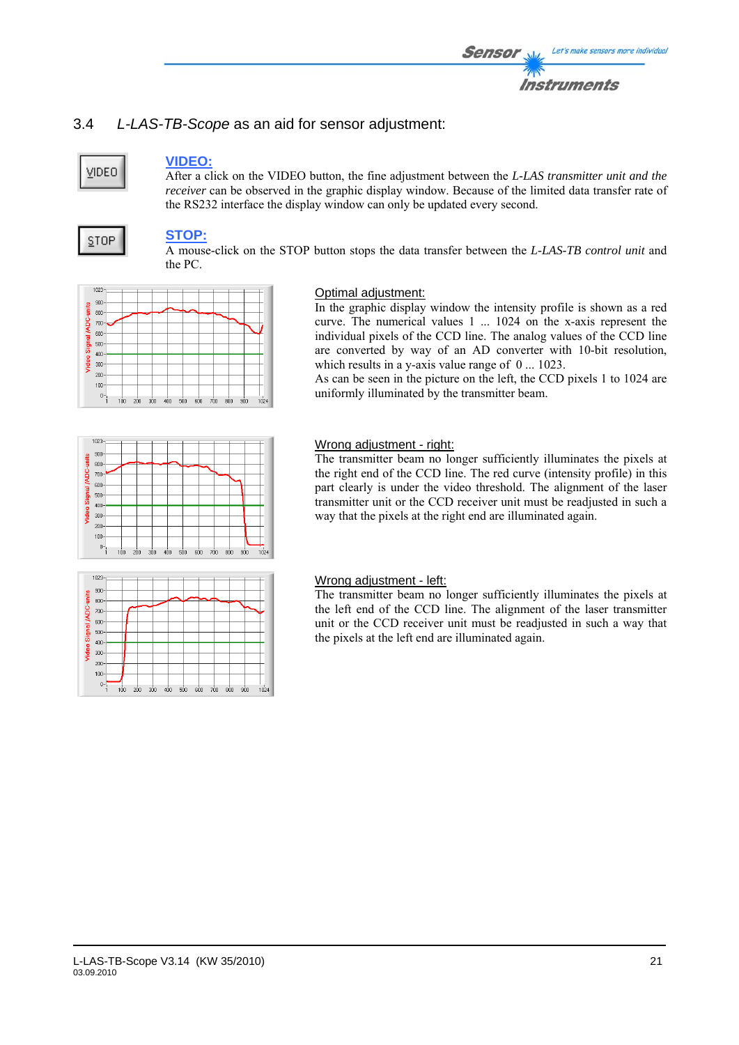## 3.4 *L-LAS-TB-Scope* as an aid for sensor adjustment:

VIDEO

**VIDEO:**
After a click on the VIDEO button, the fine adjustment between the *L-LAS transmitter unit and the receiver* can be observed in the graphic display window. Because of the limited data transfer rate of the RS232 interface the display window can only be updated every second.

STOP

**STOP:**
A mouse-click on the STOP button stops the data transfer between the *L-LAS-TB control unit* and the PC.

Optimal adjustment:
In the graphic display window the intensity profile is shown as a red curve. The numerical values 1 ... 1024 on the x-axis represent the individual pixels of the CCD line. The analog values of the CCD line are converted by way of an AD converter with 10-bit resolution, which results in a y-axis value range of 0 ... 1023.
As can be seen in the picture on the left, the CCD pixels 1 to 1024 are uniformly illuminated by the transmitter beam.

Wrong adjustment - right:
The transmitter beam no longer sufficiently illuminates the pixels at the right end of the CCD line. The red curve (intensity profile) in this part clearly is under the video threshold. The alignment of the laser transmitter unit or the CCD receiver unit must be readjusted in such a way that the pixels at the right end are illuminated again.

Wrong adjustment - left:
The transmitter beam no longer sufficiently illuminates the pixels at the left end of the CCD line. The alignment of the laser transmitter unit or the CCD receiver unit must be readjusted in such a way that the pixels at the left end are illuminated again.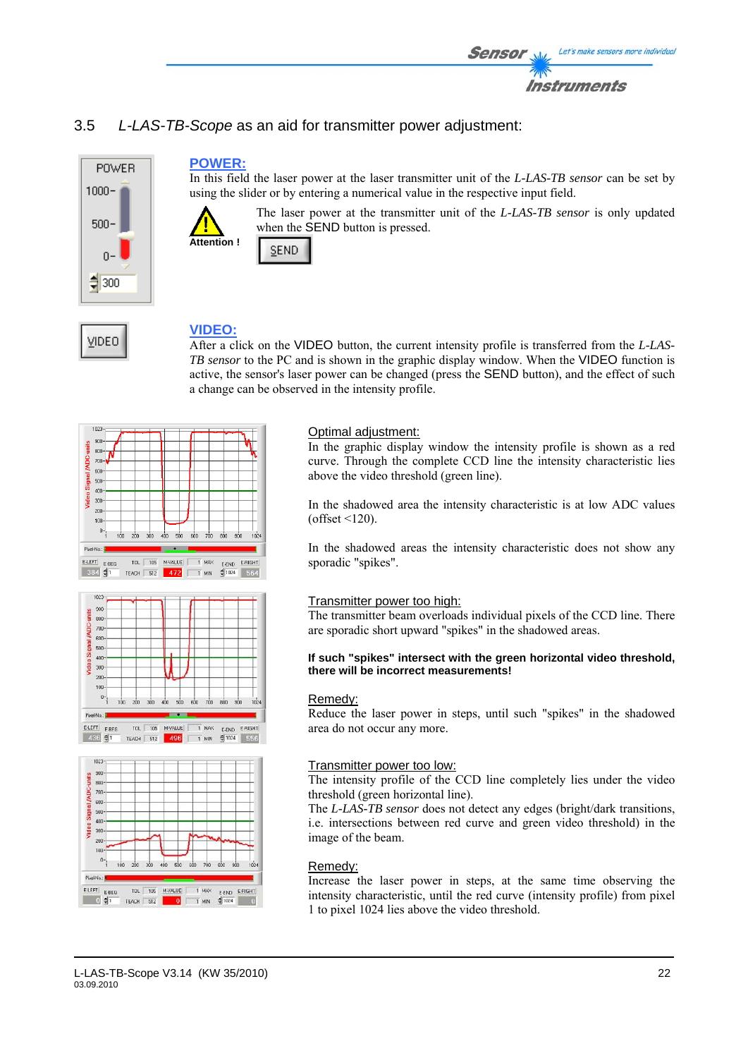## 3.5 *L-LAS-TB-Scope* as an aid for transmitter power adjustment:

**POWER:**

In this field the laser power at the laser transmitter unit of the *L-LAS-TB sensor* can be set by using the slider or by entering a numerical value in the respective input field.

Attention !

The laser power at the transmitter unit of the *L-LAS-TB sensor* is only updated when the SEND button is pressed.

**VIDEO:**

After a click on the VIDEO button, the current intensity profile is transferred from the *L-LAS-TB sensor* to the PC and is shown in the graphic display window. When the VIDEO function is active, the sensor's laser power can be changed (press the SEND button), and the effect of such a change can be observed in the intensity profile.

Optimal adjustment:

In the graphic display window the intensity profile is shown as a red curve. Through the complete CCD line the intensity characteristic lies above the video threshold (green line).

In the shadowed area the intensity characteristic is at low ADC values (offset <120).

In the shadowed areas the intensity characteristic does not show any sporadic "spikes".

Transmitter power too high:

The transmitter beam overloads individual pixels of the CCD line. There are sporadic short upward "spikes" in the shadowed areas.

**If such "spikes" intersect with the green horizontal video threshold, there will be incorrect measurements!**

Remedy:

Reduce the laser power in steps, until such "spikes" in the shadowed area do not occur any more.

Transmitter power too low:

The intensity profile of the CCD line completely lies under the video threshold (green horizontal line).

The *L-LAS-TB sensor* does not detect any edges (bright/dark transitions, i.e. intersections between red curve and green video threshold) in the image of the beam.

Remedy:

Increase the laser power in steps, at the same time observing the intensity characteristic, until the red curve (intensity profile) from pixel 1 to pixel 1024 lies above the video threshold.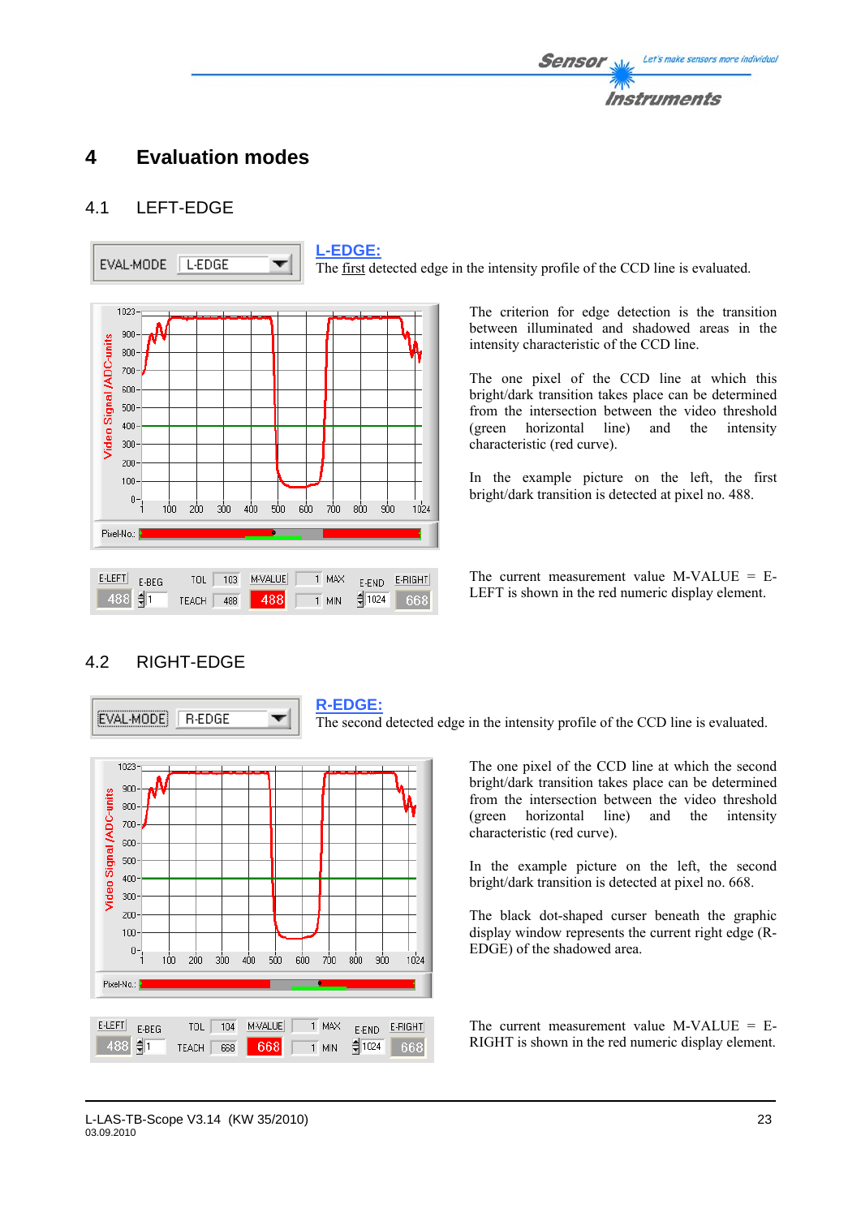# 4 Evaluation modes

## 4.1 LEFT-EDGE

**L-EDGE:**
The first detected edge in the intensity profile of the CCD line is evaluated.

The criterion for edge detection is the transition between illuminated and shadowed areas in the intensity characteristic of the CCD line.

The one pixel of the CCD line at which this bright/dark transition takes place can be determined from the intersection between the video threshold (green horizontal line) and the intensity characteristic (red curve).

In the example picture on the left, the first bright/dark transition is detected at pixel no. 488.

The current measurement value M-VALUE = E-LEFT is shown in the red numeric display element.

## 4.2 RIGHT-EDGE

**R-EDGE:**
The second detected edge in the intensity profile of the CCD line is evaluated.

The one pixel of the CCD line at which the second bright/dark transition takes place can be determined from the intersection between the video threshold (green horizontal line) and the intensity characteristic (red curve).

In the example picture on the left, the second bright/dark transition is detected at pixel no. 668.

The black dot-shaped curser beneath the graphic display window represents the current right edge (R-EDGE) of the shadowed area.

The current measurement value M-VALUE = E-RIGHT is shown in the red numeric display element.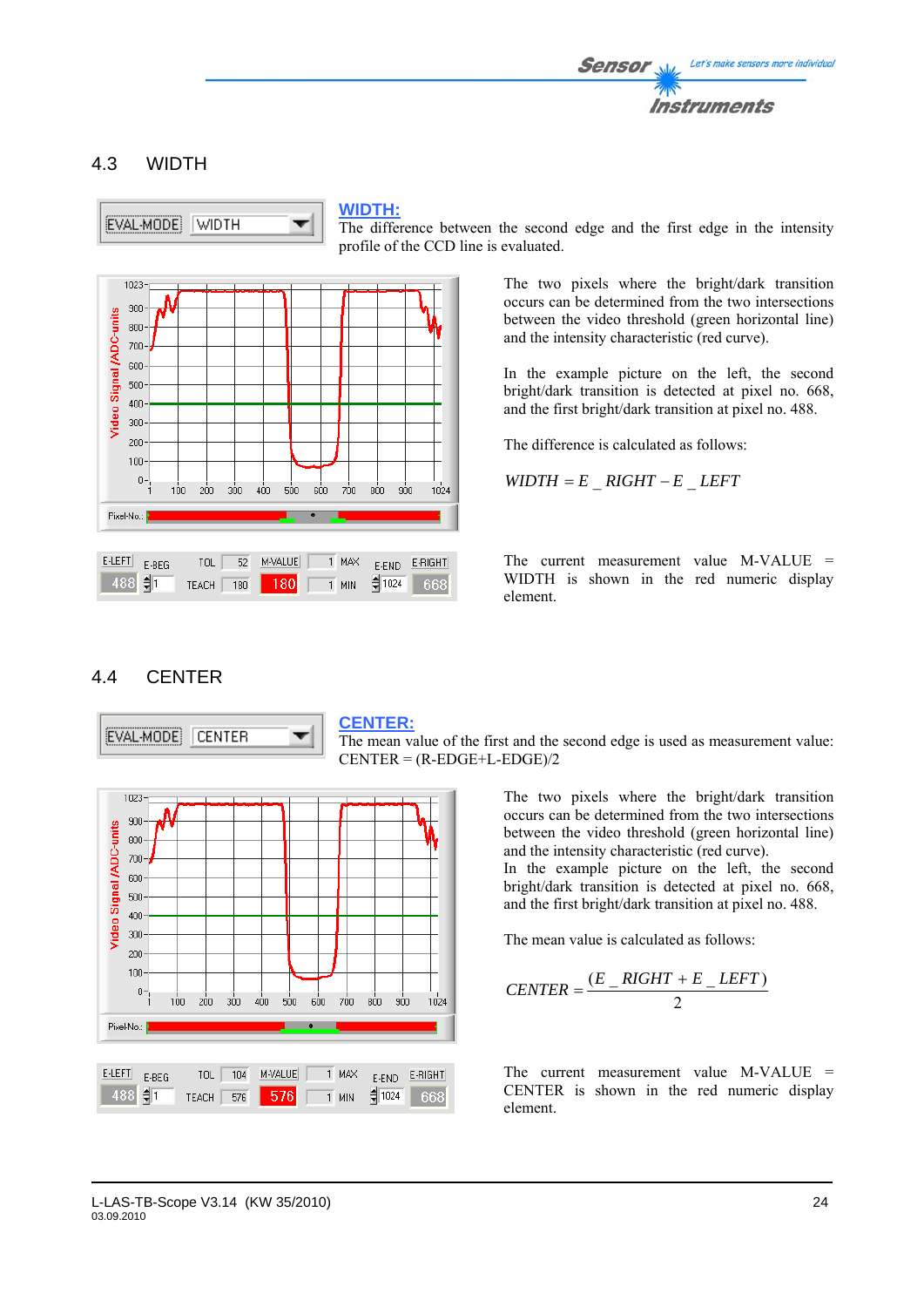## 4.3 WIDTH

**WIDTH:**
The difference between the second edge and the first edge in the intensity profile of the CCD line is evaluated.

The two pixels where the bright/dark transition occurs can be determined from the two intersections between the video threshold (green horizontal line) and the intensity characteristic (red curve).

In the example picture on the left, the second bright/dark transition is detected at pixel no. 668, and the first bright/dark transition at pixel no. 488.

The difference is calculated as follows:

$$WIDTH = E\_RIGHT - E\_LEFT$$

The current measurement value M-VALUE = WIDTH is shown in the red numeric display element.

## 4.4 CENTER

**CENTER:**
The mean value of the first and the second edge is used as measurement value:
CENTER = (R-EDGE+L-EDGE)/2

The two pixels where the bright/dark transition occurs can be determined from the two intersections between the video threshold (green horizontal line) and the intensity characteristic (red curve).
In the example picture on the left, the second bright/dark transition is detected at pixel no. 668, and the first bright/dark transition at pixel no. 488.

The mean value is calculated as follows:

$$CENTER = \frac{(E\_RIGHT + E\_LEFT)}{2}$$

The current measurement value M-VALUE = CENTER is shown in the red numeric display element.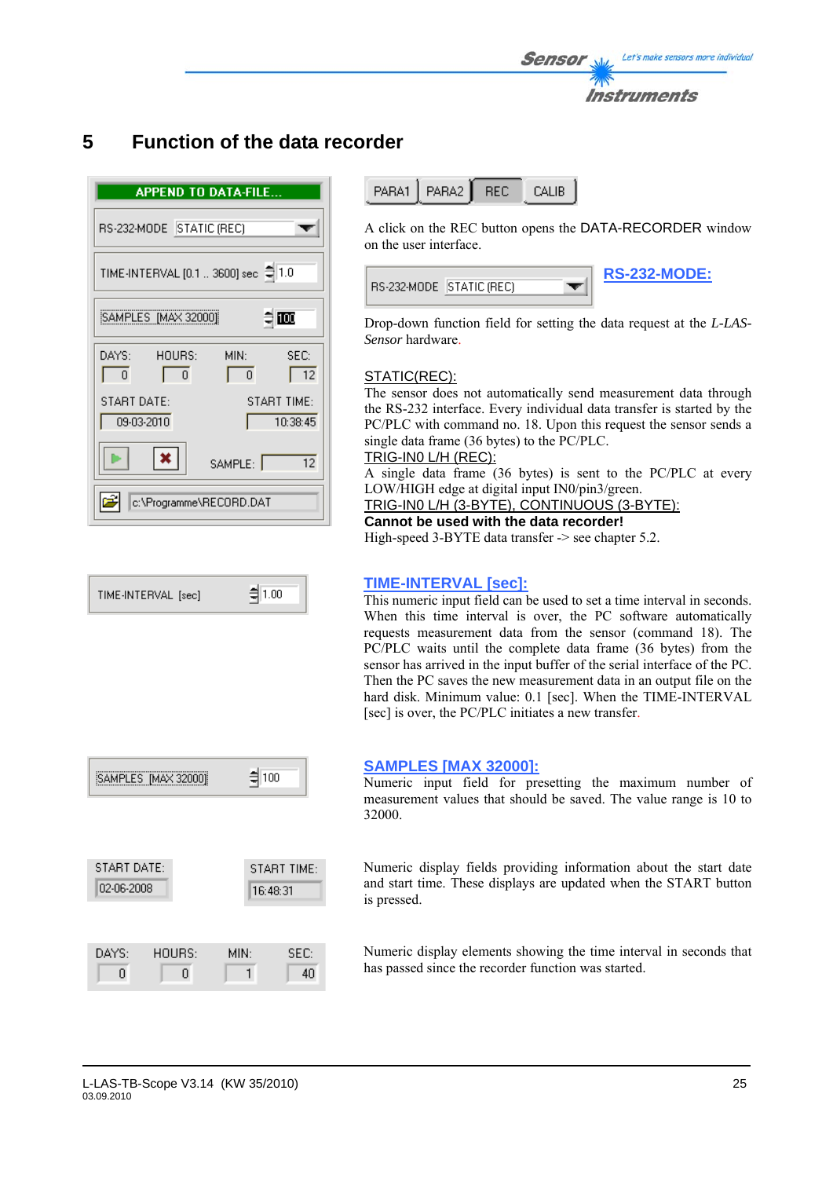# 5 Function of the data recorder

PARA1 | PARA2 | REC | CALIB

A click on the REC button opens the DATA-RECORDER window on the user interface.

**RS-232-MODE:**

Drop-down function field for setting the data request at the *L-LAS-Sensor* hardware.

STATIC(REC):
The sensor does not automatically send measurement data through the RS-232 interface. Every individual data transfer is started by the PC/PLC with command no. 18. Upon this request the sensor sends a single data frame (36 bytes) to the PC/PLC.
TRIG-IN0 L/H (REC):
A single data frame (36 bytes) is sent to the PC/PLC at every LOW/HIGH edge at digital input IN0/pin3/green.
TRIG-IN0 L/H (3-BYTE), CONTINUOUS (3-BYTE):
**Cannot be used with the data recorder!**
High-speed 3-BYTE data transfer -> see chapter 5.2.

**TIME-INTERVAL [sec]:**
This numeric input field can be used to set a time interval in seconds. When this time interval is over, the PC software automatically requests measurement data from the sensor (command 18). The PC/PLC waits until the complete data frame (36 bytes) from the sensor has arrived in the input buffer of the serial interface of the PC. Then the PC saves the new measurement data in an output file on the hard disk. Minimum value: 0.1 [sec]. When the TIME-INTERVAL [sec] is over, the PC/PLC initiates a new transfer.

**SAMPLES [MAX 32000]:**
Numeric input field for presetting the maximum number of measurement values that should be saved. The value range is 10 to 32000.

START DATE: / START TIME:
Numeric display fields providing information about the start date and start time. These displays are updated when the START button is pressed.

DAYS: / HOURS: / MIN: / SEC:
Numeric display elements showing the time interval in seconds that has passed since the recorder function was started.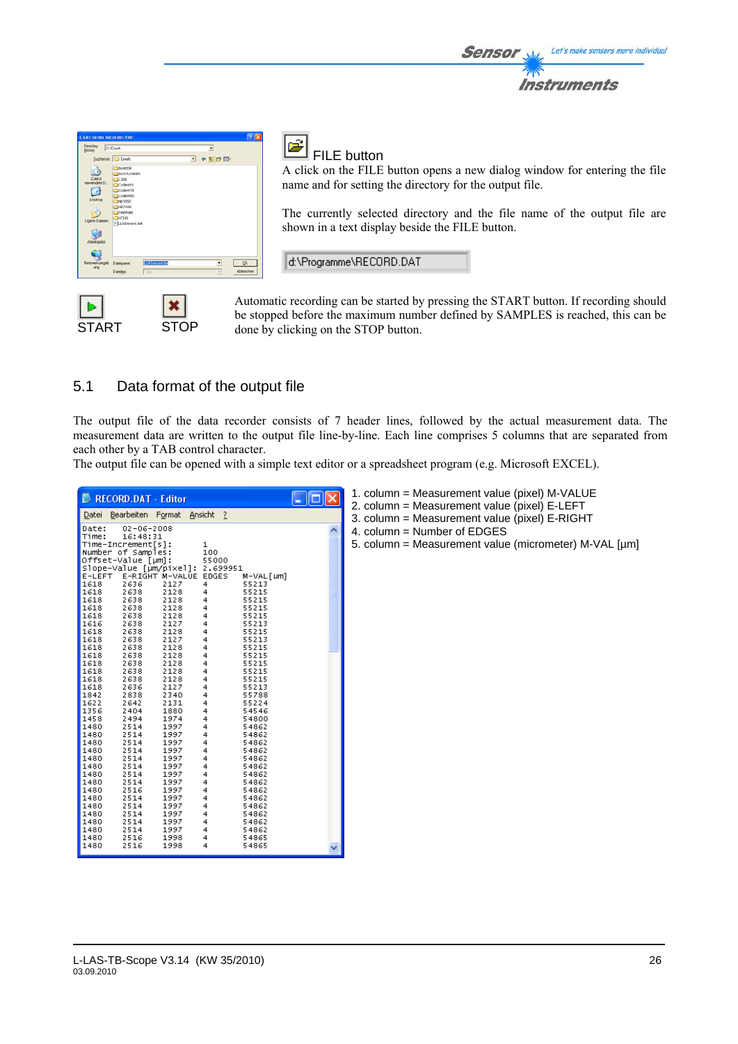FILE button

A click on the FILE button opens a new dialog window for entering the file name and for setting the directory for the output file.

The currently selected directory and the file name of the output file are shown in a text display beside the FILE button.

d:\Programme\RECORD.DAT

START STOP

Automatic recording can be started by pressing the START button. If recording should be stopped before the maximum number defined by SAMPLES is reached, this can be done by clicking on the STOP button.

## 5.1 Data format of the output file

The output file of the data recorder consists of 7 header lines, followed by the actual measurement data. The measurement data are written to the output file line-by-line. Each line comprises 5 columns that are separated from each other by a TAB control character.
The output file can be opened with a simple text editor or a spreadsheet program (e.g. Microsoft EXCEL).

```
Date:   02-06-2008
Time:   16:48:31
Time-Increment[s]:      1
Number of Samples:      100
Offset-Value [µm]:      55000
Slope-Value [µm/pixel]: 2.699951
E-LEFT  E-RIGHT M-VALUE EDGES   M-VAL[um]
1618    2636    2127    4       55213
1618    2638    2128    4       55215
1618    2638    2128    4       55215
1618    2638    2128    4       55215
1618    2638    2128    4       55215
1616    2638    2127    4       55213
1618    2638    2128    4       55215
1618    2638    2127    4       55213
1618    2638    2127    4       55213
1618    2638    2128    4       55215
1618    2638    2128    4       55215
1618    2638    2128    4       55215
1618    2638    2128    4       55215
1618    2636    2127    4       55213
1842    2838    2340    4       55788
1622    2642    2131    4       55224
1356    2404    1880    4       54546
1458    2494    1974    4       54800
1480    2514    1997    4       54862
1480    2514    1997    4       54862
1480    2514    1997    4       54862
1480    2514    1997    4       54862
1480    2514    1997    4       54862
1480    2514    1997    4       54862
1480    2514    1997    4       54862
1480    2514    1997    4       54862
1480    2516    1997    4       54862
1480    2514    1997    4       54862
1480    2514    1997    4       54862
1480    2514    1997    4       54862
1480    2514    1997    4       54862
1480    2514    1997    4       54862
1480    2516    1998    4       54865
1480    2516    1998    4       54865
```

1. column = Measurement value (pixel) M-VALUE
2. column = Measurement value (pixel) E-LEFT
3. column = Measurement value (pixel) E-RIGHT
4. column = Number of EDGES
5. column = Measurement value (micrometer) M-VAL [µm]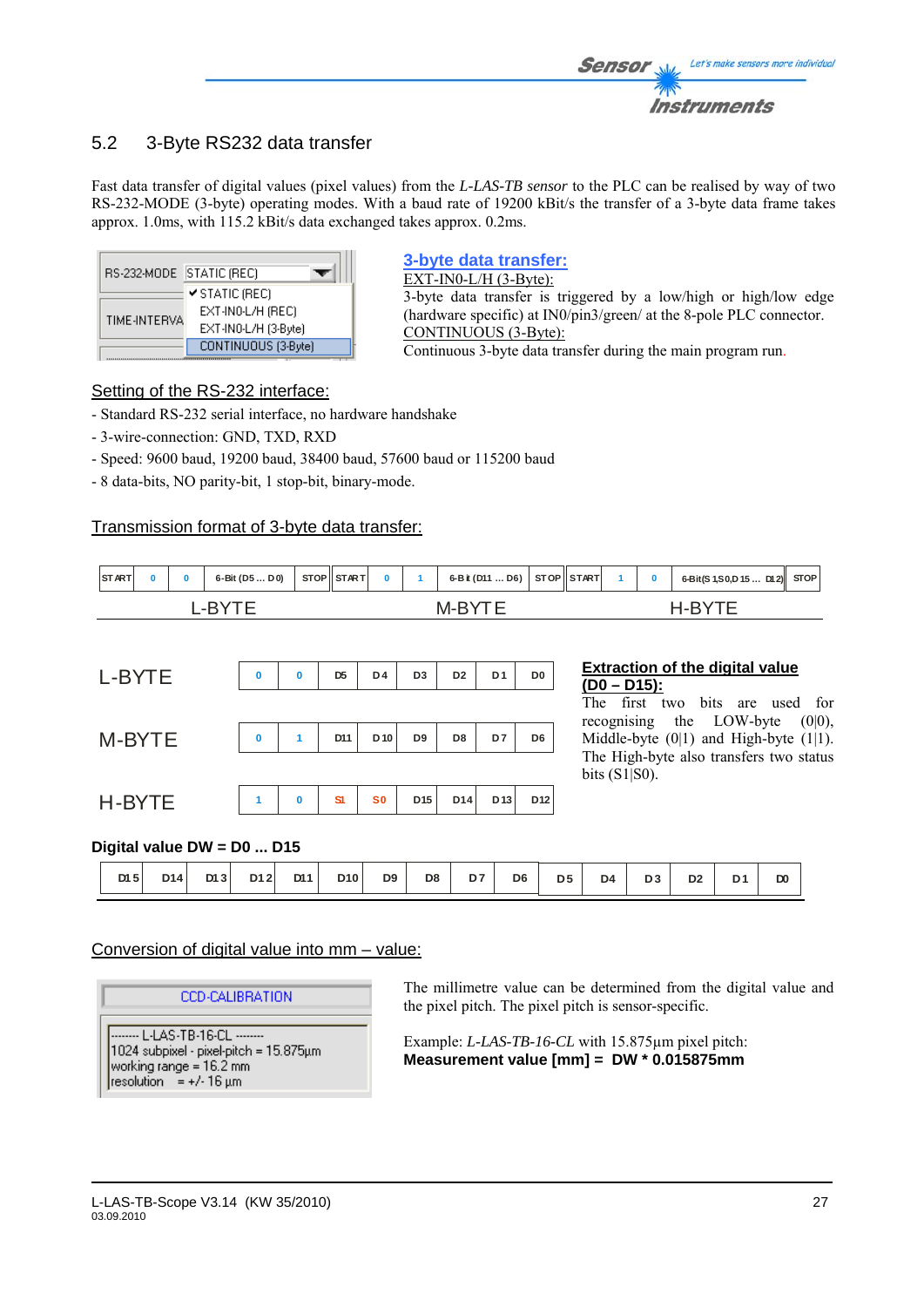## 5.2 3-Byte RS232 data transfer

Fast data transfer of digital values (pixel values) from the *L-LAS-TB sensor* to the PLC can be realised by way of two RS-232-MODE (3-byte) operating modes. With a baud rate of 19200 kBit/s the transfer of a 3-byte data frame takes approx. 1.0ms, with 115.2 kBit/s data exchanged takes approx. 0.2ms.

RS-232-MODE: STATIC (REC)
- ✔ STATIC (REC)
- EXT-IN0-L/H (REC)
- EXT-IN0-L/H (3-Byte)
- CONTINUOUS (3-Byte)

TIME-INTERVA

**3-byte data transfer:**

EXT-IN0-L/H (3-Byte):
3-byte data transfer is triggered by a low/high or high/low edge (hardware specific) at IN0/pin3/green/ at the 8-pole PLC connector.

CONTINUOUS (3-Byte):
Continuous 3-byte data transfer during the main program run.

**Setting of the RS-232 interface:**
- Standard RS-232 serial interface, no hardware handshake
- 3-wire-connection: GND, TXD, RXD
- Speed: 9600 baud, 19200 baud, 38400 baud, 57600 baud or 115200 baud
- 8 data-bits, NO parity-bit, 1 stop-bit, binary-mode.

**Transmission format of 3-byte data transfer:**

| START | 0 | 0 | 6-Bit (D5 ... D0) | STOP | START | 0 | 1 | 6-Bit (D11 ... D6) | STOP | START | 1 | 0 | 6-Bit(S1,S0,D15 ... D12) | STOP |
|---|---|---|---|---|---|---|---|---|---|---|---|---|---|---|
| L-BYTE | | | | | M-BYTE | | | | | H-BYTE | | | | |

| | | | | | | | | |
|---|---|---|---|---|---|---|---|---|
| L-BYTE | 0 | 0 | D5 | D4 | D3 | D2 | D1 | D0 |
| M-BYTE | 0 | 1 | D11 | D10 | D9 | D8 | D7 | D6 |
| H-BYTE | 1 | 0 | S1 | S0 | D15 | D14 | D13 | D12 |

**Extraction of the digital value (D0 – D15):**
The first two bits are used for recognising the LOW-byte (0|0), Middle-byte (0|1) and High-byte (1|1). The High-byte also transfers two status bits (S1|S0).

**Digital value DW = D0 ... D15**

| D15 | D14 | D13 | D12 | D11 | D10 | D9 | D8 | D7 | D6 | D5 | D4 | D3 | D2 | D1 | D0 |
|---|---|---|---|---|---|---|---|---|---|---|---|---|---|---|---|

**Conversion of digital value into mm – value:**

CCD-CALIBRATION

```
-------- L-LAS-TB-16-CL --------
1024 subpixel - pixel-pitch = 15.875µm
working range = 16.2 mm
resolution     = +/- 16 µm
```

The millimetre value can be determined from the digital value and the pixel pitch. The pixel pitch is sensor-specific.

Example: *L-LAS-TB-16-CL* with 15.875µm pixel pitch:
**Measurement value [mm] = DW * 0.015875mm**

L-LAS-TB-Scope V3.14 (KW 35/2010)
03.09.2010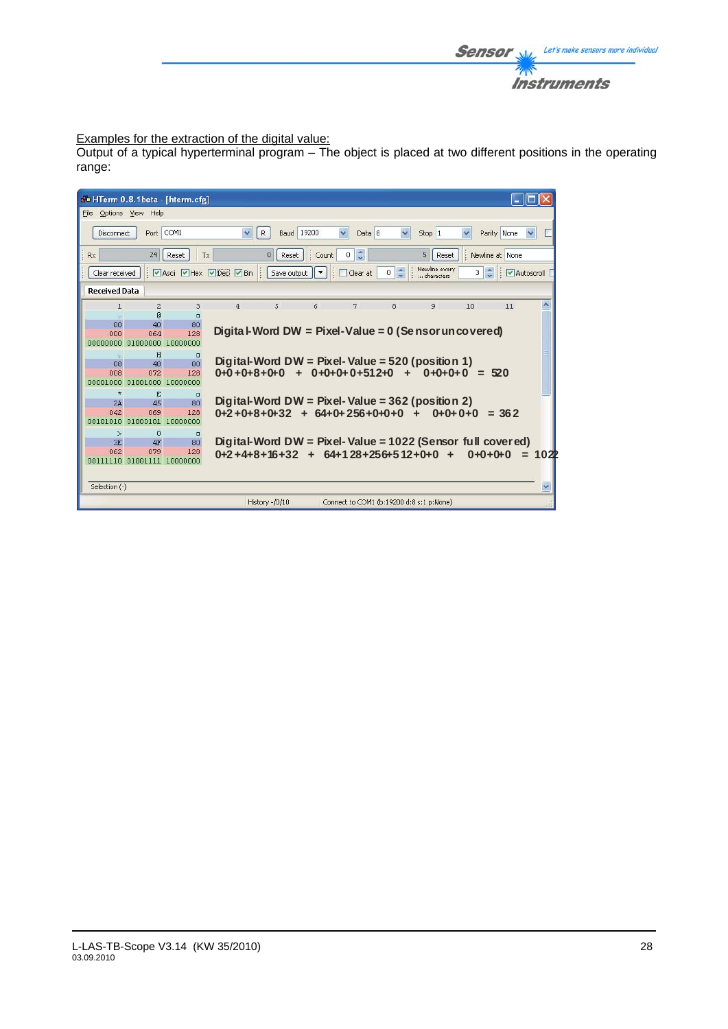Examples for the extraction of the digital value:
Output of a typical hyperterminal program – The object is placed at two different positions in the operating range:

HTerm 0.8.1beta - [hterm.cfg]

File Options View Help

Disconnect | Port COM1 | R | Baud 19200 | Data 8 | Stop 1 | Parity None

Rx 24 Reset | Tx 0 Reset | Count 0 | 5 Reset | Newline at None

Clear received | Asci | Hex | Dec | Bin | Save output | Clear at 0 | Newline every ... characters 3 | Autoscroll

Received Data

| 1 | 2 | 3 |
|---|---|---|
| | @ | □ |
| 00 | 40 | 80 |
| 000 | 064 | 128 |
| 00000000 | 01000000 | 10000000 |
| | H | □ |
| 08 | 48 | 80 |
| 008 | 072 | 128 |
| 00001000 | 01001000 | 10000000 |
| * | E | □ |
| 2A | 45 | 80 |
| 042 | 069 | 128 |
| 00101010 | 01000101 | 10000000 |
| > | O | □ |
| 3E | 4F | 80 |
| 062 | 079 | 128 |
| 00111110 | 01001111 | 10000000 |

Digital-Word DW = Pixel-Value = 0 (Sensor uncovered)

Digital-Word DW = Pixel-Value = 520 (position 1)
0+0+0+8+0+0 + 0+0+0+0+512+0 + 0+0+0+0 = 520

Digital-Word DW = Pixel-Value = 362 (position 2)
0+2+0+8+0+32 + 64+0+256+0+0+0 + 0+0+0+0 = 362

Digital-Word DW = Pixel-Value = 1022 (Sensor full covered)
0+2+4+8+16+32 + 64+128+256+512+0+0 + 0+0+0+0 = 1022

Selection (-)

History -/0/10 | Connect to COM1 (b:19200 d:8 s:1 p:None)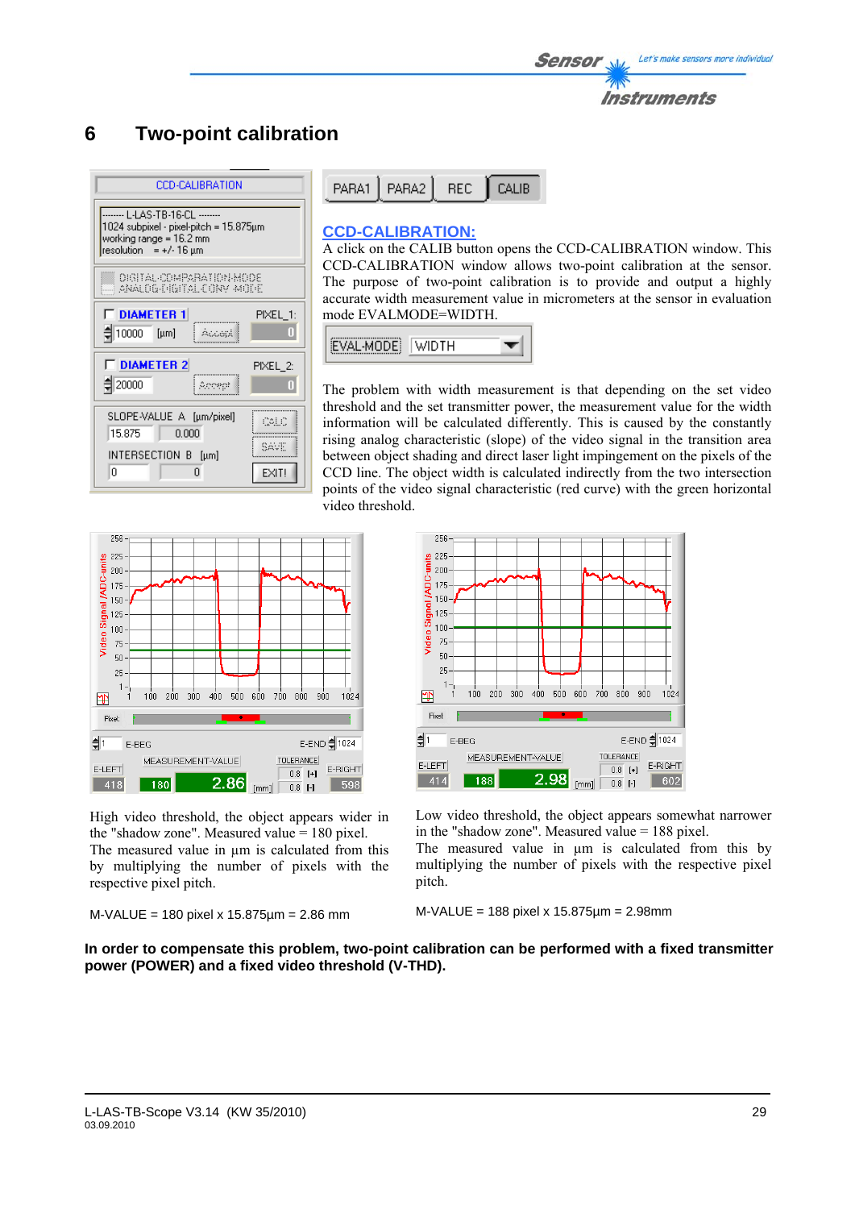# 6 Two-point calibration

**CCD-CALIBRATION:**

A click on the CALIB button opens the CCD-CALIBRATION window. This CCD-CALIBRATION window allows two-point calibration at the sensor. The purpose of two-point calibration is to provide and output a highly accurate width measurement value in micrometers at the sensor in evaluation mode EVALMODE=WIDTH.

The problem with width measurement is that depending on the set video threshold and the set transmitter power, the measurement value for the width information will be calculated differently. This is caused by the constantly rising analog characteristic (slope) of the video signal in the transition area between object shading and direct laser light impingement on the pixels of the CCD line. The object width is calculated indirectly from the two intersection points of the video signal characteristic (red curve) with the green horizontal video threshold.

High video threshold, the object appears wider in the "shadow zone". Measured value = 180 pixel.
The measured value in µm is calculated from this by multiplying the number of pixels with the respective pixel pitch.

M-VALUE = 180 pixel x 15.875µm = 2.86 mm

Low video threshold, the object appears somewhat narrower in the "shadow zone". Measured value = 188 pixel.
The measured value in µm is calculated from this by multiplying the number of pixels with the respective pixel pitch.

M-VALUE = 188 pixel x 15.875µm = 2.98mm

**In order to compensate this problem, two-point calibration can be performed with a fixed transmitter power (POWER) and a fixed video threshold (V-THD).**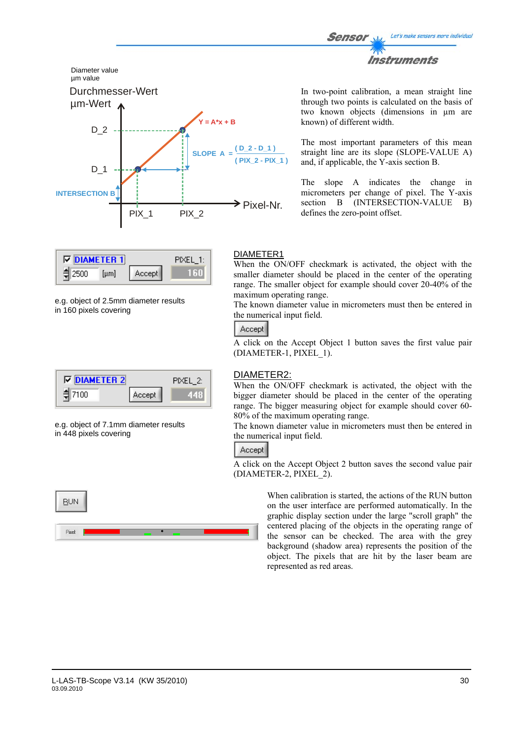Diameter value
µm value

Durchmesser-Wert
µm-Wert

D_2

D_1

INTERSECTION B

PIX_1 PIX_2 Pixel-Nr.

Y = A*x + B

$$\text{SLOPE A} = \frac{(D\_2 - D\_1)}{(PIX\_2 - PIX\_1)}$$

In two-point calibration, a mean straight line through two points is calculated on the basis of two known objects (dimensions in µm are known) of different width.

The most important parameters of this mean straight line are its slope (SLOPE-VALUE A) and, if applicable, the Y-axis section B.

The slope A indicates the change in micrometers per change of pixel. The Y-axis section B (INTERSECTION-VALUE B) defines the zero-point offset.

☑ DIAMETER 1 PIXEL_1:
2500 [µm] Accept 160

e.g. object of 2.5mm diameter results in 160 pixels covering

DIAMETER1
When the ON/OFF checkmark is activated, the object with the smaller diameter should be placed in the center of the operating range. The smaller object for example should cover 20-40% of the maximum operating range.
The known diameter value in micrometers must then be entered in the numerical input field.

Accept

A click on the Accept Object 1 button saves the first value pair (DIAMETER-1, PIXEL_1).

☑ DIAMETER 2 PIXEL_2:
7100 Accept 448

e.g. object of 7.1mm diameter results in 448 pixels covering

DIAMETER2:
When the ON/OFF checkmark is activated, the object with the bigger diameter should be placed in the center of the operating range. The bigger measuring object for example should cover 60-80% of the maximum operating range.
The known diameter value in micrometers must then be entered in the numerical input field.

Accept

A click on the Accept Object 2 button saves the second value pair (DIAMETER-2, PIXEL_2).

RUN

Pixel

When calibration is started, the actions of the RUN button on the user interface are performed automatically. In the graphic display section under the large "scroll graph" the centered placing of the objects in the operating range of the sensor can be checked. The area with the grey background (shadow area) represents the position of the object. The pixels that are hit by the laser beam are represented as red areas.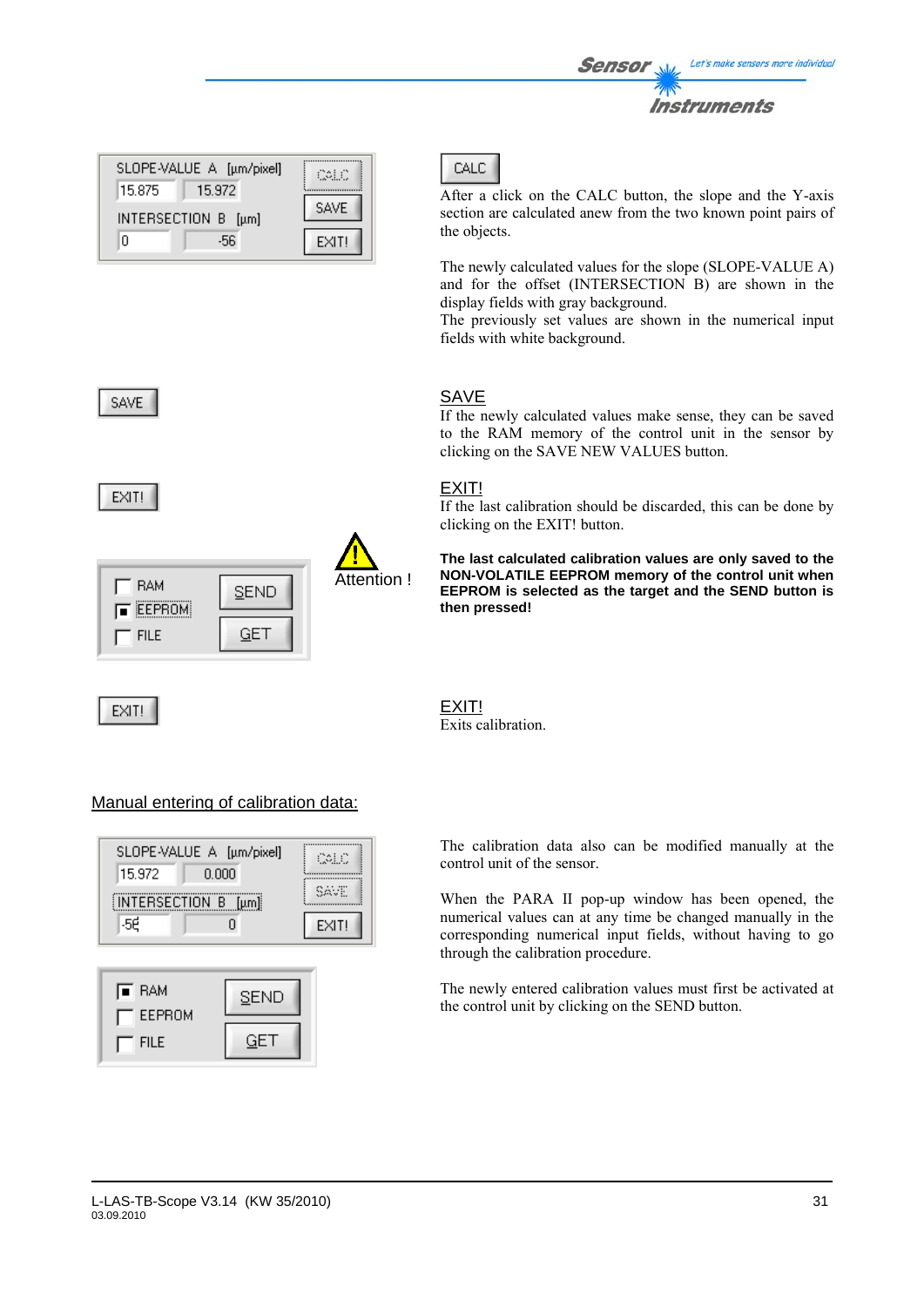CALC

After a click on the CALC button, the slope and the Y-axis section are calculated anew from the two known point pairs of the objects.

The newly calculated values for the slope (SLOPE-VALUE A) and for the offset (INTERSECTION B) are shown in the display fields with gray background.
The previously set values are shown in the numerical input fields with white background.

SAVE

If the newly calculated values make sense, they can be saved to the RAM memory of the control unit in the sensor by clicking on the SAVE NEW VALUES button.

EXIT!

If the last calibration should be discarded, this can be done by clicking on the EXIT! button.

Attention !

**The last calculated calibration values are only saved to the NON-VOLATILE EEPROM memory of the control unit when EEPROM is selected as the target and the SEND button is then pressed!**

EXIT!

Exits calibration.

## Manual entering of calibration data:

The calibration data also can be modified manually at the control unit of the sensor.

When the PARA II pop-up window has been opened, the numerical values can at any time be changed manually in the corresponding numerical input fields, without having to go through the calibration procedure.

The newly entered calibration values must first be activated at the control unit by clicking on the SEND button.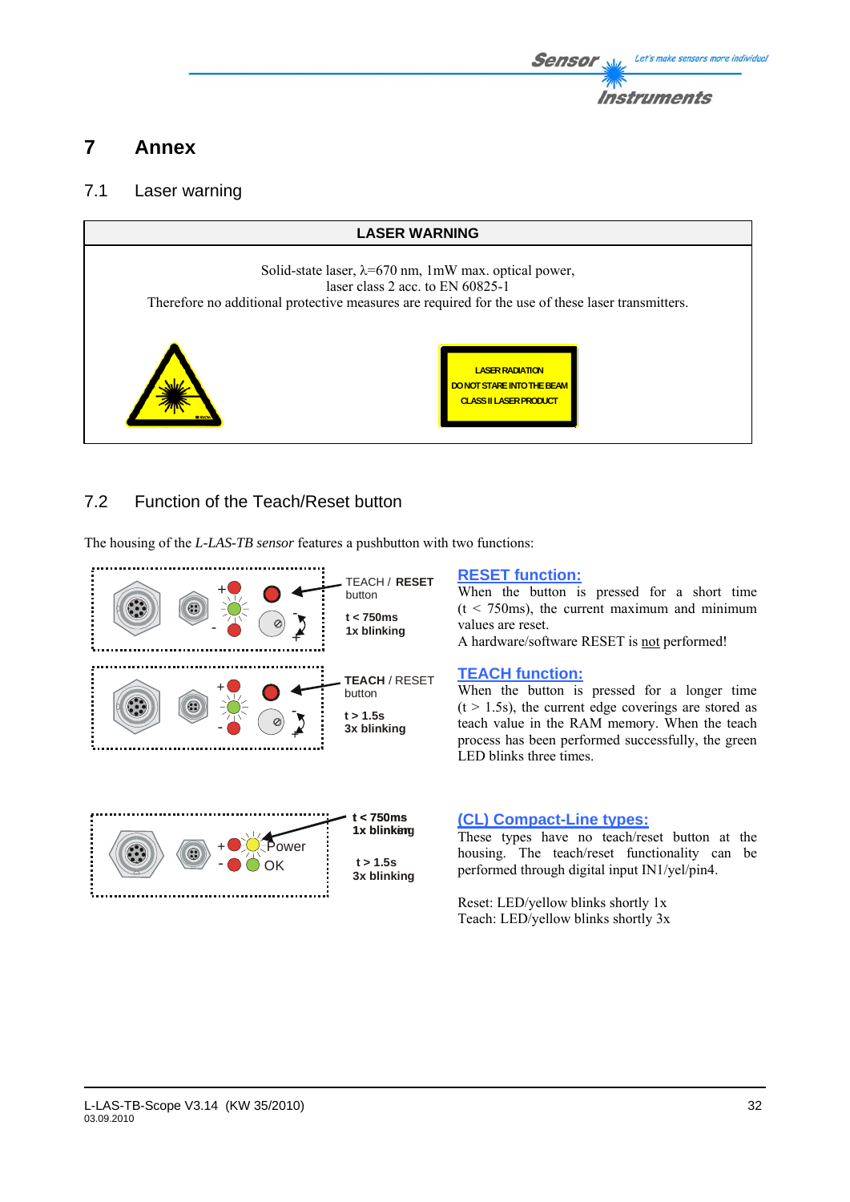# 7 Annex

## 7.1 Laser warning

| LASER WARNING |
|---|
| Solid-state laser, λ=670 nm, 1mW max. optical power,<br>laser class 2 acc. to EN 60825-1<br>Therefore no additional protective measures are required for the use of these laser transmitters. |

LASER RADIATION
DO NOT STARE INTO THE BEAM
CLASS II LASER PRODUCT

## 7.2 Function of the Teach/Reset button

The housing of the *L-LAS-TB sensor* features a pushbutton with two functions:

TEACH / **RESET** button
**t < 750ms**
**1x blinking**

**RESET function:**
When the button is pressed for a short time (t < 750ms), the current maximum and minimum values are reset.
A hardware/software RESET is not performed!

**TEACH** / RESET button
**t > 1.5s**
**3x blinking**

**TEACH function:**
When the button is pressed for a longer time (t > 1.5s), the current edge coverings are stored as teach value in the RAM memory. When the teach process has been performed successfully, the green LED blinks three times.

Power
OK
**t < 750ms**
**1x blinking**
**t > 1.5s**
**3x blinking**

**(CL) Compact-Line types:**
These types have no teach/reset button at the housing. The teach/reset functionality can be performed through digital input IN1/yel/pin4.

Reset: LED/yellow blinks shortly 1x
Teach: LED/yellow blinks shortly 3x

L-LAS-TB-Scope V3.14 (KW 35/2010)
03.09.2010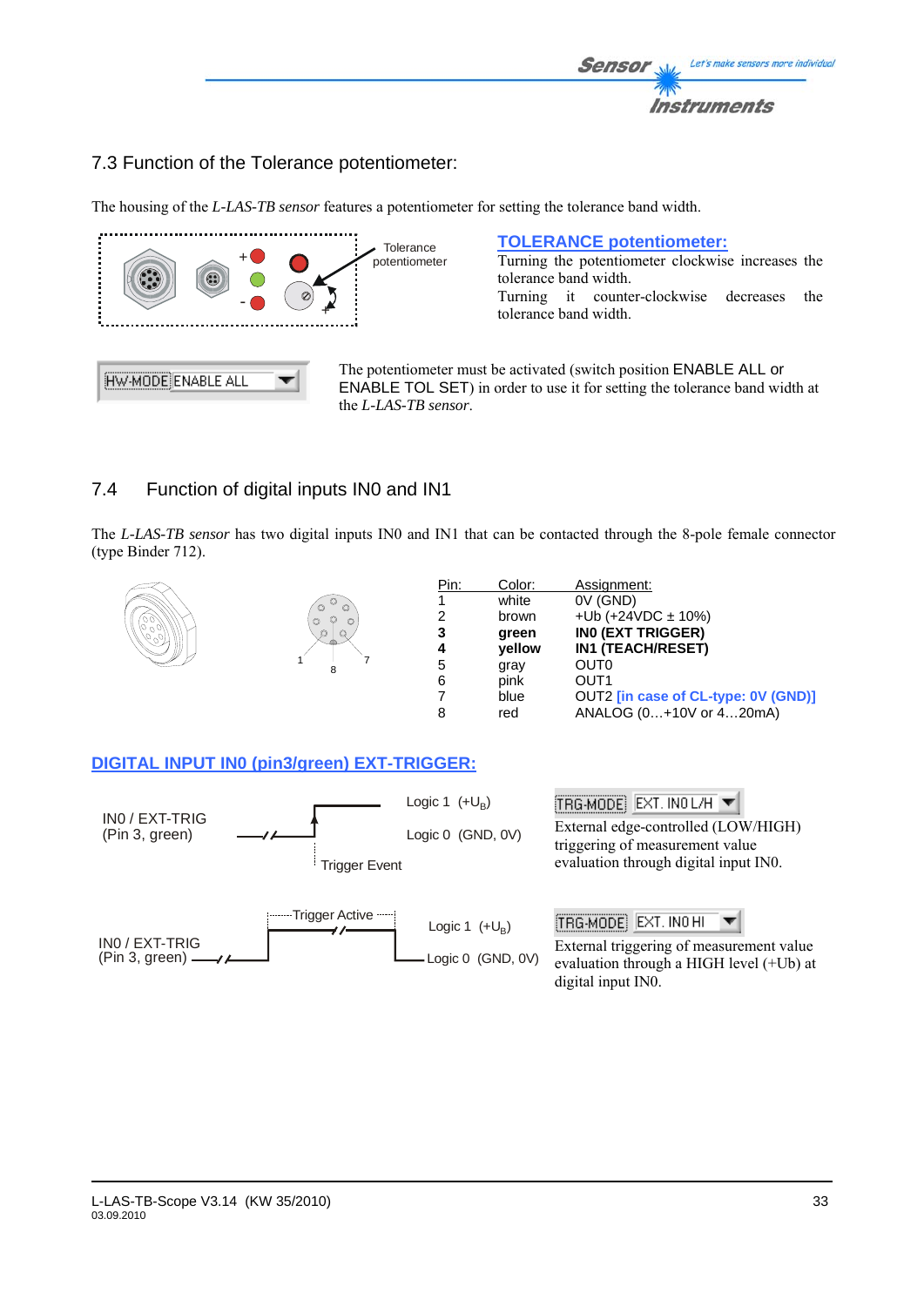## 7.3 Function of the Tolerance potentiometer:

The housing of the *L-LAS-TB sensor* features a potentiometer for setting the tolerance band width.

Tolerance potentiometer

**TOLERANCE potentiometer:**
Turning the potentiometer clockwise increases the tolerance band width.
Turning it counter-clockwise decreases the tolerance band width.

HW-MODE ENABLE ALL

The potentiometer must be activated (switch position ENABLE ALL or ENABLE TOL SET) in order to use it for setting the tolerance band width at the *L-LAS-TB sensor*.

## 7.4 Function of digital inputs IN0 and IN1

The *L-LAS-TB sensor* has two digital inputs IN0 and IN1 that can be contacted through the 8-pole female connector (type Binder 712).

| Pin: | Color: | Assignment: |
|---|---|---|
| 1 | white | 0V (GND) |
| 2 | brown | +Ub (+24VDC ± 10%) |
| **3** | **green** | **IN0 (EXT TRIGGER)** |
| **4** | **yellow** | **IN1 (TEACH/RESET)** |
| 5 | gray | OUT0 |
| 6 | pink | OUT1 |
| 7 | blue | OUT2 **[in case of CL-type: 0V (GND)]** |
| 8 | red | ANALOG (0…+10V or 4…20mA) |

**DIGITAL INPUT IN0 (pin3/green) EXT-TRIGGER:**

IN0 / EXT-TRIG (Pin 3, green)

Logic 1 (+$U_B$)
Logic 0 (GND, 0V)
Trigger Event

TRG-MODE EXT. IN0 L/H

External edge-controlled (LOW/HIGH) triggering of measurement value evaluation through digital input IN0.

IN0 / EXT-TRIG (Pin 3, green)

Trigger Active
Logic 1 (+$U_B$)
Logic 0 (GND, 0V)

TRG-MODE EXT. IN0 HI

External triggering of measurement value evaluation through a HIGH level (+Ub) at digital input IN0.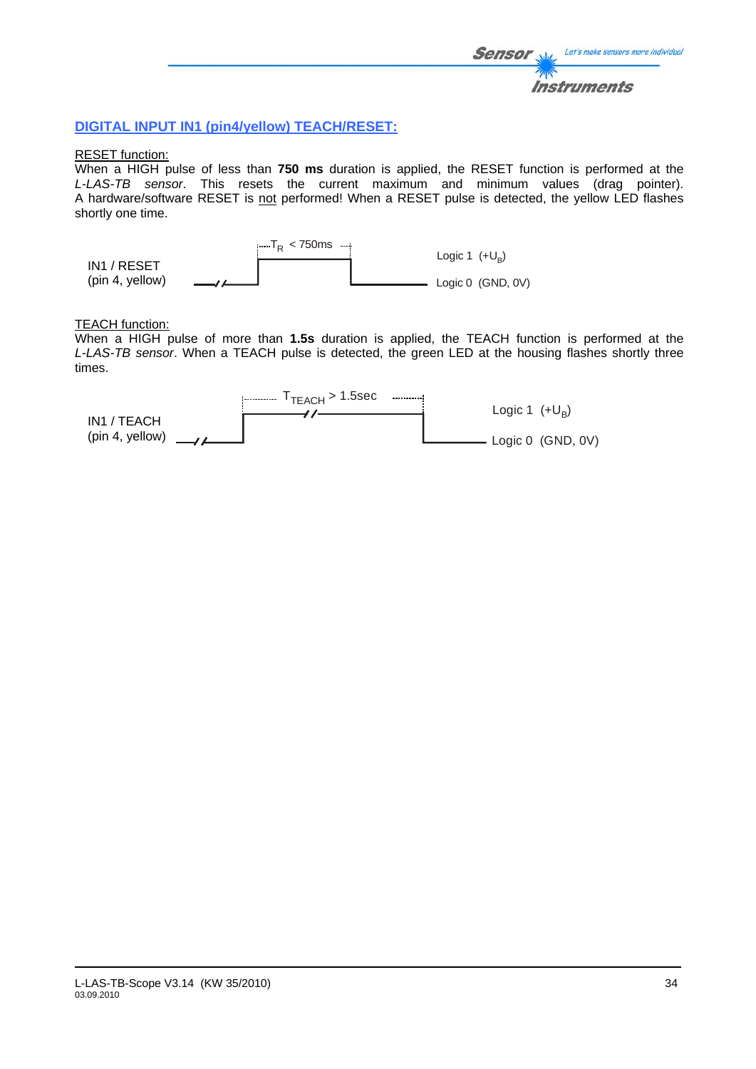## DIGITAL INPUT IN1 (pin4/yellow) TEACH/RESET:

RESET function:
When a HIGH pulse of less than **750 ms** duration is applied, the RESET function is performed at the *L-LAS-TB sensor*. This resets the current maximum and minimum values (drag pointer). A hardware/software RESET is not performed! When a RESET pulse is detected, the yellow LED flashes shortly one time.

IN1 / RESET (pin 4, yellow)

$T_R$ < 750ms

Logic 1 ($+U_B$)

Logic 0 (GND, 0V)

TEACH function:
When a HIGH pulse of more than **1.5s** duration is applied, the TEACH function is performed at the *L-LAS-TB sensor*. When a TEACH pulse is detected, the green LED at the housing flashes shortly three times.

IN1 / TEACH (pin 4, yellow)

$T_{TEACH}$ > 1.5sec

Logic 1 ($+U_B$)

Logic 0 (GND, 0V)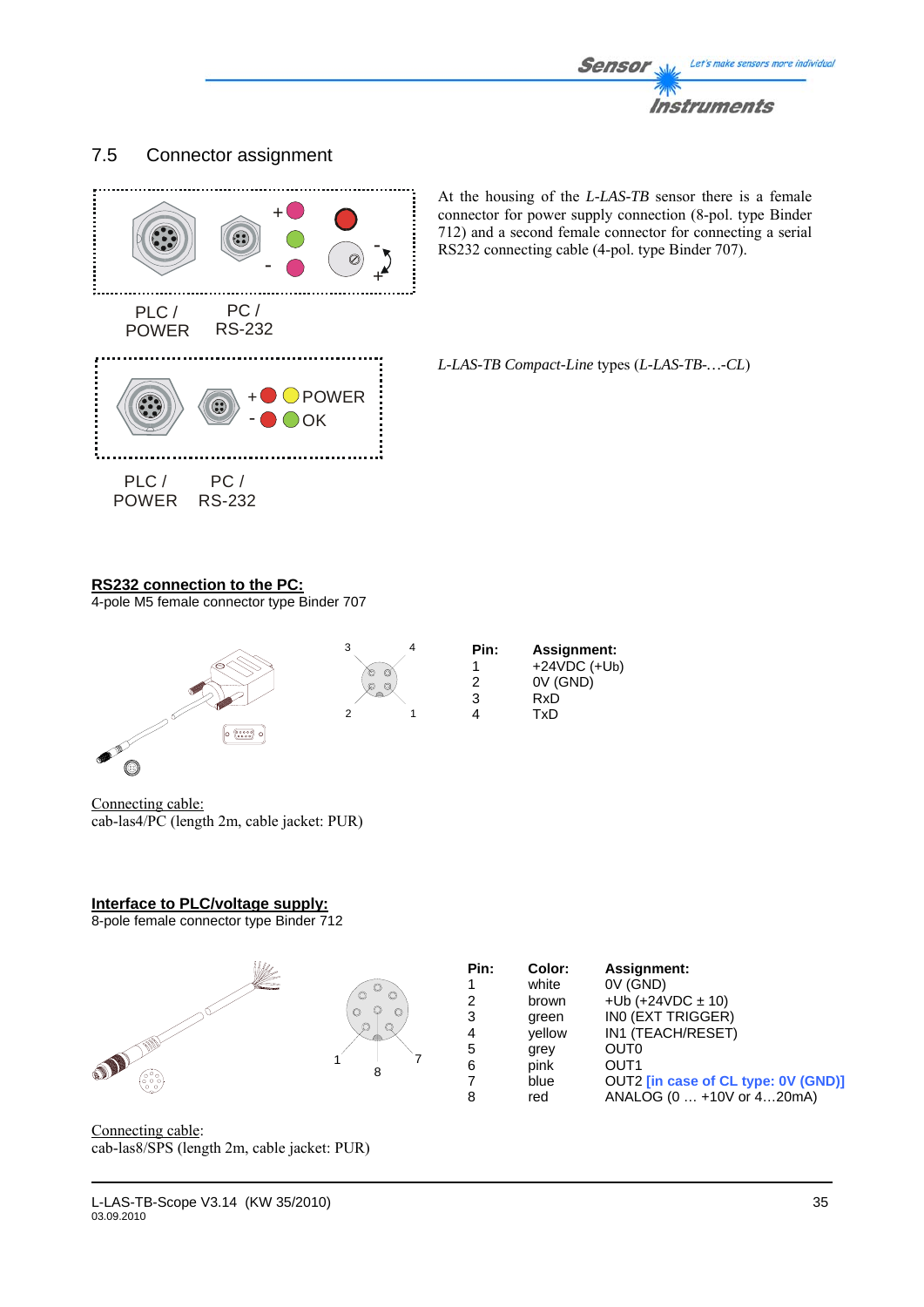## 7.5 Connector assignment

PLC / POWER    PC / RS-232

At the housing of the *L-LAS-TB* sensor there is a female connector for power supply connection (8-pol. type Binder 712) and a second female connector for connecting a serial RS232 connecting cable (4-pol. type Binder 707).

+ POWER
- OK

PLC / POWER    PC / RS-232

*L-LAS-TB Compact-Line* types (*L-LAS-TB-…-CL*)

**RS232 connection to the PC:**
4-pole M5 female connector type Binder 707

| Pin: | Assignment: |
|---|---|
| 1 | +24VDC (+Ub) |
| 2 | 0V (GND) |
| 3 | RxD |
| 4 | TxD |

Connecting cable:
cab-las4/PC (length 2m, cable jacket: PUR)

**Interface to PLC/voltage supply:**
8-pole female connector type Binder 712

| Pin: | Color: | Assignment: |
|---|---|---|
| 1 | white | 0V (GND) |
| 2 | brown | +Ub (+24VDC ± 10) |
| 3 | green | IN0 (EXT TRIGGER) |
| 4 | yellow | IN1 (TEACH/RESET) |
| 5 | grey | OUT0 |
| 6 | pink | OUT1 |
| 7 | blue | OUT2 **[in case of CL type: 0V (GND)]** |
| 8 | red | ANALOG (0 … +10V or 4…20mA) |

Connecting cable:
cab-las8/SPS (length 2m, cable jacket: PUR)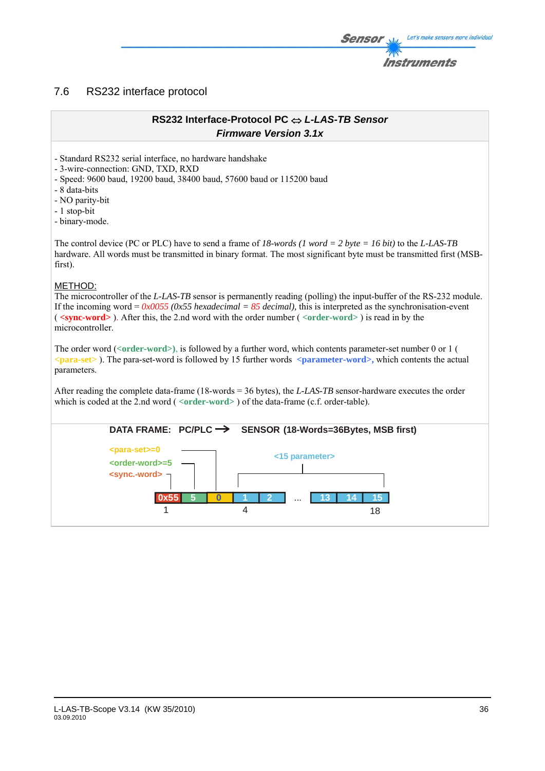## 7.6 RS232 interface protocol

**RS232 Interface-Protocol PC ⇔ *L-LAS-TB Sensor***
***Firmware Version 3.1x***

- Standard RS232 serial interface, no hardware handshake
- 3-wire-connection: GND, TXD, RXD
- Speed: 9600 baud, 19200 baud, 38400 baud, 57600 baud or 115200 baud
- 8 data-bits
- NO parity-bit
- 1 stop-bit
- binary-mode.

The control device (PC or PLC) have to send a frame of *18-words (1 word = 2 byte = 16 bit)* to the *L-LAS-TB* hardware. All words must be transmitted in binary format. The most significant byte must be transmitted first (MSB-first).

METHOD:
The microcontroller of the *L-LAS-TB* sensor is permanently reading (polling) the input-buffer of the RS-232 module. If the incoming word = *0x0055 (0x55 hexadecimal = 85 decimal)*, this is interpreted as the synchronisation-event ( **<sync-word>** ). After this, the 2.nd word with the order number ( **<order-word>** ) is read in by the microcontroller.

The order word (**<order-word>**), is followed by a further word, which contents parameter-set number 0 or 1 ( **<para-set>** ). The para-set-word is followed by 15 further words **<parameter-word>,** which contents the actual parameters.

After reading the complete data-frame (18-words = 36 bytes), the *L-LAS-TB* sensor-hardware executes the order which is coded at the 2.nd word ( **<order-word>** ) of the data-frame (c.f. order-table).

**DATA FRAME: PC/PLC → SENSOR (18-Words=36Bytes, MSB first)**

<para-set>=0
<order-word>=5
<sync.-word>
<15 parameter>

| 0x55 | 5 | 0 | 1 | 2 | ... | 13 | 14 | 15 |
|---|---|---|---|---|---|---|---|---|
| 1 | | | 4 | | | | | 18 |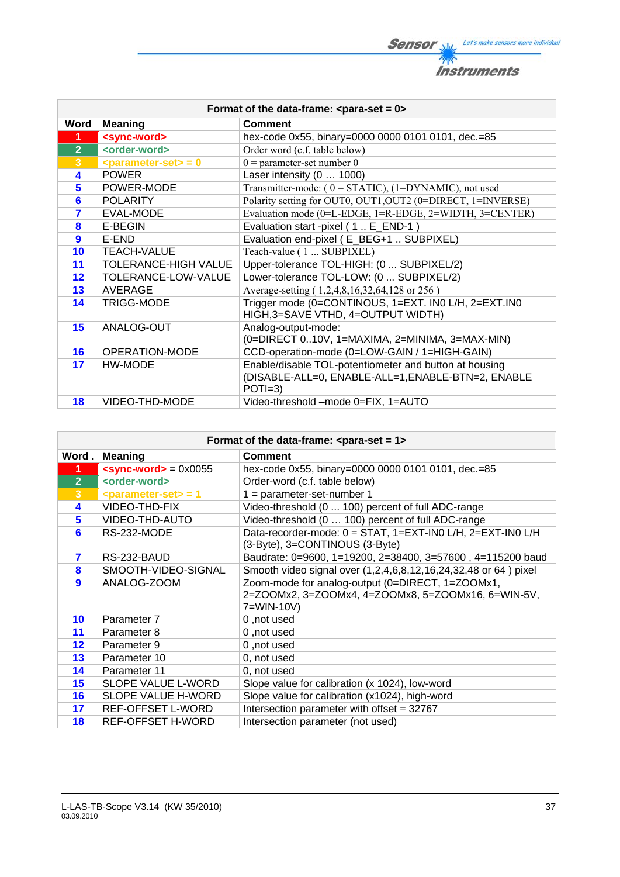| Format of the data-frame: <para-set = 0> | | |
|---|---|---|
| **Word** | **Meaning** | **Comment** |
| **1** | **<sync-word>** | hex-code 0x55, binary=0000 0000 0101 0101, dec.=85 |
| **2** | **<order-word>** | Order word (c.f. table below) |
| **3** | **<parameter-set> = 0** | 0 = parameter-set number 0 |
| **4** | POWER | Laser intensity (0 … 1000) |
| **5** | POWER-MODE | Transmitter-mode: ( 0 = STATIC), (1=DYNAMIC), not used |
| **6** | POLARITY | Polarity setting for OUT0, OUT1,OUT2 (0=DIRECT, 1=INVERSE) |
| **7** | EVAL-MODE | Evaluation mode (0=L-EDGE, 1=R-EDGE, 2=WIDTH, 3=CENTER) |
| **8** | E-BEGIN | Evaluation start -pixel ( 1 .. E_END-1 ) |
| **9** | E-END | Evaluation end-pixel ( E_BEG+1 .. SUBPIXEL) |
| **10** | TEACH-VALUE | Teach-value ( 1 ... SUBPIXEL) |
| **11** | TOLERANCE-HIGH VALUE | Upper-tolerance TOL-HIGH: (0 ... SUBPIXEL/2) |
| **12** | TOLERANCE-LOW-VALUE | Lower-tolerance TOL-LOW: (0 ... SUBPIXEL/2) |
| **13** | AVERAGE | Average-setting ( 1,2,4,8,16,32,64,128 or 256 ) |
| **14** | TRIGG-MODE | Trigger mode (0=CONTINOUS, 1=EXT. IN0 L/H, 2=EXT.IN0 HIGH,3=SAVE VTHD, 4=OUTPUT WIDTH) |
| **15** | ANALOG-OUT | Analog-output-mode: (0=DIRECT 0..10V, 1=MAXIMA, 2=MINIMA, 3=MAX-MIN) |
| **16** | OPERATION-MODE | CCD-operation-mode (0=LOW-GAIN / 1=HIGH-GAIN) |
| **17** | HW-MODE | Enable/disable TOL-potentiometer and button at housing (DISABLE-ALL=0, ENABLE-ALL=1,ENABLE-BTN=2, ENABLE POTI=3) |
| **18** | VIDEO-THD-MODE | Video-threshold –mode 0=FIX, 1=AUTO |

| Format of the data-frame: <para-set = 1> | | |
|---|---|---|
| **Word .** | **Meaning** | **Comment** |
| **1** | **<sync-word>** = 0x0055 | hex-code 0x55, binary=0000 0000 0101 0101, dec.=85 |
| **2** | **<order-word>** | Order-word (c.f. table below) |
| **3** | **<parameter-set> = 1** | 1 = parameter-set-number 1 |
| **4** | VIDEO-THD-FIX | Video-threshold (0 ... 100) percent of full ADC-range |
| **5** | VIDEO-THD-AUTO | Video-threshold (0 … 100) percent of full ADC-range |
| **6** | RS-232-MODE | Data-recorder-mode: 0 = STAT, 1=EXT-IN0 L/H, 2=EXT-IN0 L/H (3-Byte), 3=CONTINOUS (3-Byte) |
| **7** | RS-232-BAUD | Baudrate: 0=9600, 1=19200, 2=38400, 3=57600 , 4=115200 baud |
| **8** | SMOOTH-VIDEO-SIGNAL | Smooth video signal over (1,2,4,6,8,12,16,24,32,48 or 64 ) pixel |
| **9** | ANALOG-ZOOM | Zoom-mode for analog-output (0=DIRECT, 1=ZOOMx1, 2=ZOOMx2, 3=ZOOMx4, 4=ZOOMx8, 5=ZOOMx16, 6=WIN-5V, 7=WIN-10V) |
| **10** | Parameter 7 | 0 ,not used |
| **11** | Parameter 8 | 0 ,not used |
| **12** | Parameter 9 | 0 ,not used |
| **13** | Parameter 10 | 0, not used |
| **14** | Parameter 11 | 0, not used |
| **15** | SLOPE VALUE L-WORD | Slope value for calibration (x 1024), low-word |
| **16** | SLOPE VALUE H-WORD | Slope value for calibration (x1024), high-word |
| **17** | REF-OFFSET L-WORD | Intersection parameter with offset = 32767 |
| **18** | REF-OFFSET H-WORD | Intersection parameter (not used) |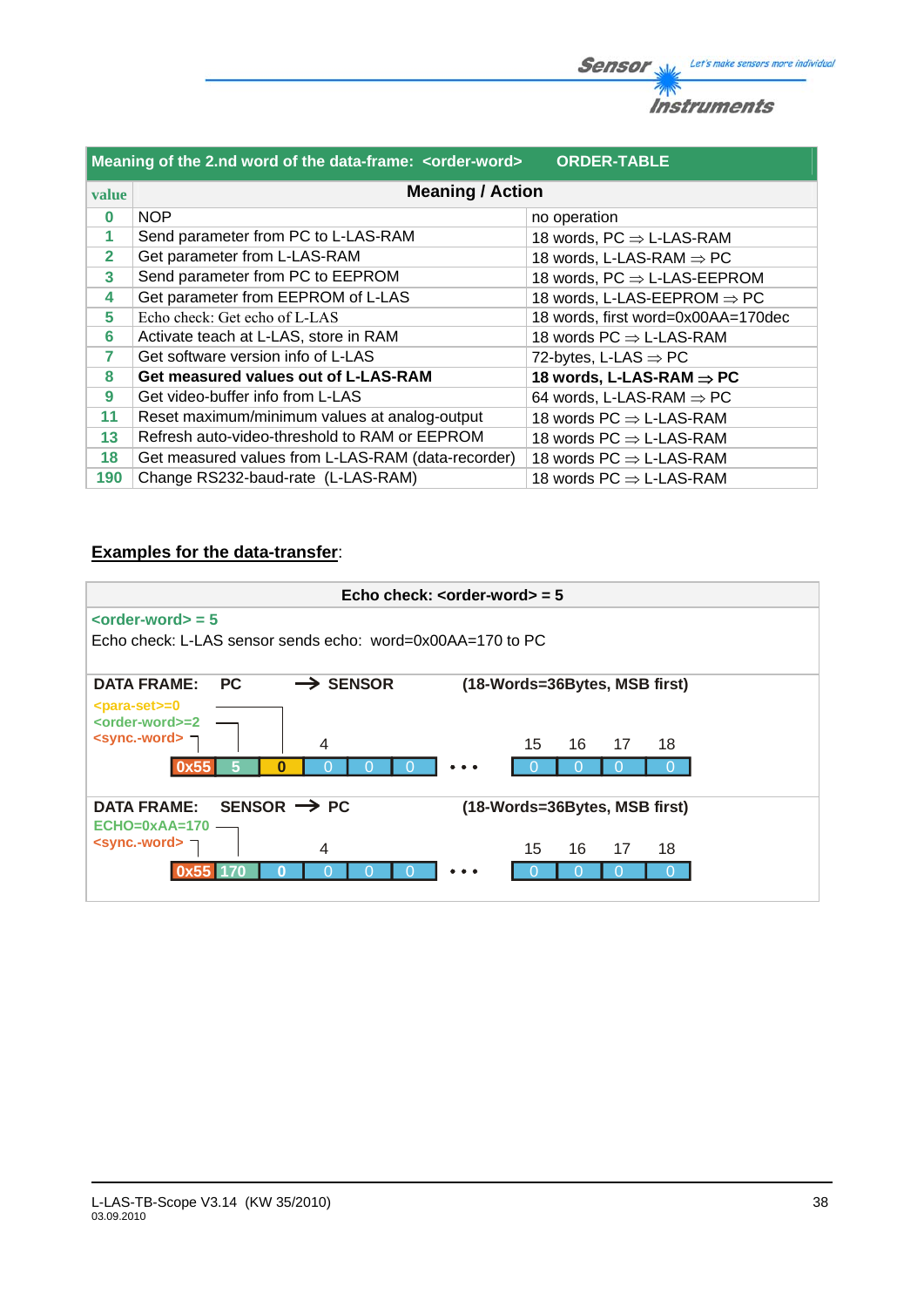| Meaning of the 2.nd word of the data-frame: <order-word> | ORDER-TABLE | |
|---|---|---|
| **value** | **Meaning / Action** | |
| 0 | NOP | no operation |
| 1 | Send parameter from PC to L-LAS-RAM | 18 words, PC ⇒ L-LAS-RAM |
| 2 | Get parameter from L-LAS-RAM | 18 words, L-LAS-RAM ⇒ PC |
| 3 | Send parameter from PC to EEPROM | 18 words, PC ⇒ L-LAS-EEPROM |
| 4 | Get parameter from EEPROM of L-LAS | 18 words, L-LAS-EEPROM ⇒ PC |
| 5 | Echo check: Get echo of L-LAS | 18 words, first word=0x00AA=170dec |
| 6 | Activate teach at L-LAS, store in RAM | 18 words PC ⇒ L-LAS-RAM |
| 7 | Get software version info of L-LAS | 72-bytes, L-LAS ⇒ PC |
| 8 | **Get measured values out of L-LAS-RAM** | **18 words, L-LAS-RAM ⇒ PC** |
| 9 | Get video-buffer info from L-LAS | 64 words, L-LAS-RAM ⇒ PC |
| 11 | Reset maximum/minimum values at analog-output | 18 words PC ⇒ L-LAS-RAM |
| 13 | Refresh auto-video-threshold to RAM or EEPROM | 18 words PC ⇒ L-LAS-RAM |
| 18 | Get measured values from L-LAS-RAM (data-recorder) | 18 words PC ⇒ L-LAS-RAM |
| 190 | Change RS232-baud-rate (L-LAS-RAM) | 18 words PC ⇒ L-LAS-RAM |

**Examples for the data-transfer**:

**Echo check: <order-word> = 5**

<order-word> = 5

Echo check: L-LAS sensor sends echo: word=0x00AA=170 to PC

**DATA FRAME: PC → SENSOR** **(18-Words=36Bytes, MSB first)**

<para-set>=0
<order-word>=2
<sync.-word>

| 0x55 | 5 | 0 | 0 | 0 | 0 | ... | 0 | 0 | 0 | 0 |
|---|---|---|---|---|---|---|---|---|---|---|
| | | | 4 | | | | 15 | 16 | 17 | 18 |

**DATA FRAME: SENSOR → PC** **(18-Words=36Bytes, MSB first)**

ECHO=0xAA=170
<sync.-word>

| 0x55 | 170 | 0 | 0 | 0 | 0 | ... | 0 | 0 | 0 | 0 |
|---|---|---|---|---|---|---|---|---|---|---|
| | | | 4 | | | | 15 | 16 | 17 | 18 |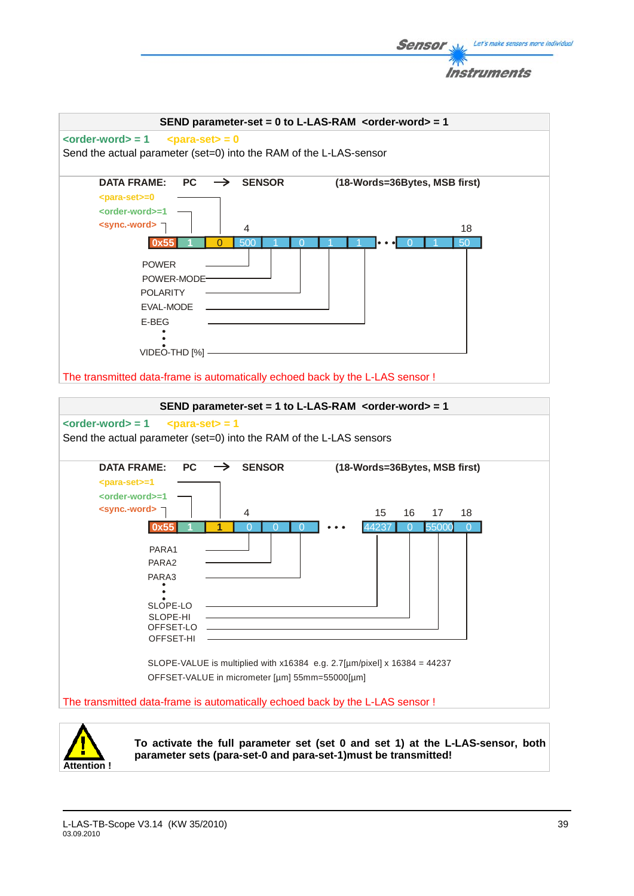## SEND parameter-set = 0 to L-LAS-RAM <order-word> = 1

<order-word> = 1 <para-set> = 0

Send the actual parameter (set=0) into the RAM of the L-LAS-sensor

DATA FRAME: PC → SENSOR (18-Words=36Bytes, MSB first)

<para-set>=0
<order-word>=1
<sync.-word>

| Word | 1 | 2 | 3 | 4 | 5 | 6 | 7 | 8 | … | 16 | 17 | 18 |
|---|---|---|---|---|---|---|---|---|---|---|---|---|
| Value | 0x55 | 1 | 0 | 500 | 1 | 0 | 1 | 1 | • • • | 0 | 1 | 50 |

- POWER (word 4)
- POWER-MODE
- POLARITY
- EVAL-MODE
- E-BEG
- ⋮
- VIDEO-THD [%] (word 18)

The transmitted data-frame is automatically echoed back by the L-LAS sensor !

## SEND parameter-set = 1 to L-LAS-RAM <order-word> = 1

<order-word> = 1 <para-set> = 1

Send the actual parameter (set=0) into the RAM of the L-LAS sensors

DATA FRAME: PC → SENSOR (18-Words=36Bytes, MSB first)

<para-set>=1
<order-word>=1
<sync.-word>

| Word | 1 | 2 | 3 | 4 | 5 | 6 | … | 15 | 16 | 17 | 18 |
|---|---|---|---|---|---|---|---|---|---|---|---|
| Value | 0x55 | 1 | 1 | 0 | 0 | 0 | • • • | 44237 | 0 | 55000 | 0 |

- PARA1 (word 4)
- PARA2
- PARA3
- ⋮
- SLOPE-LO (word 15)
- SLOPE-HI (word 16)
- OFFSET-LO (word 17)
- OFFSET-HI (word 18)

SLOPE-VALUE is multiplied with x16384 e.g. 2.7[µm/pixel] x 16384 = 44237
OFFSET-VALUE in micrometer [µm] 55mm=55000[µm]

The transmitted data-frame is automatically echoed back by the L-LAS sensor !

**Attention !**

**To activate the full parameter set (set 0 and set 1) at the L-LAS-sensor, both parameter sets (para-set-0 and para-set-1)must be transmitted!**

L-LAS-TB-Scope V3.14 (KW 35/2010)
03.09.2010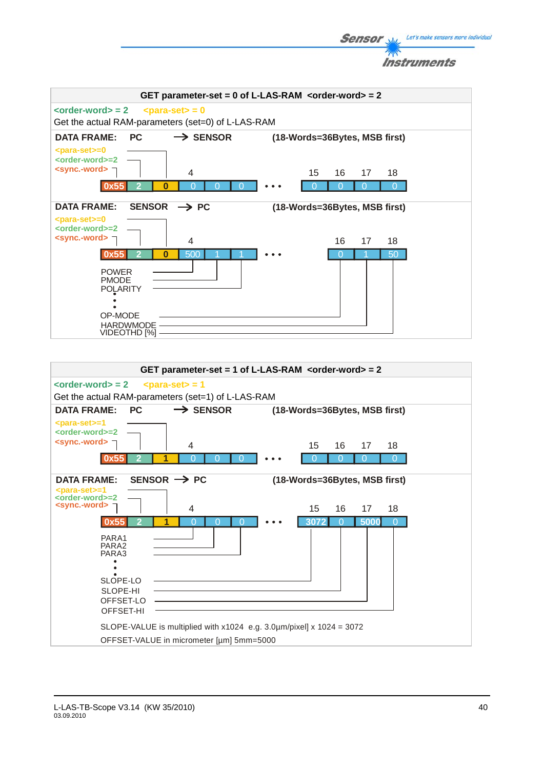## GET parameter-set = 0 of L-LAS-RAM <order-word> = 2

<order-word> = 2 <para-set> = 0

Get the actual RAM-parameters (set=0) of L-LAS-RAM

**DATA FRAME: PC → SENSOR (18-Words=36Bytes, MSB first)**

<para-set>=0
<order-word>=2
<sync.-word>

| | | | 4 | | | ... | 15 | 16 | 17 | 18 |
|---|---|---|---|---|---|---|---|---|---|---|
| 0x55 | 2 | 0 | 0 | 0 | 0 | • • • | 0 | 0 | 0 | 0 |

**DATA FRAME: SENSOR → PC (18-Words=36Bytes, MSB first)**

<para-set>=0
<order-word>=2
<sync.-word>

| | | | 4 | | | ... | 16 | 17 | 18 |
|---|---|---|---|---|---|---|---|---|---|
| 0x55 | 2 | 0 | 500 | 1 | 1 | • • • | 0 | 1 | 50 |

POWER
PMODE
POLARITY
•
•
OP-MODE
HARDWMODE
VIDEOTHD [%]

## GET parameter-set = 1 of L-LAS-RAM <order-word> = 2

<order-word> = 2 <para-set> = 1

Get the actual RAM-parameters (set=1) of L-LAS-RAM

**DATA FRAME: PC → SENSOR (18-Words=36Bytes, MSB first)**

<para-set>=1
<order-word>=2
<sync.-word>

| | | | 4 | | | ... | 15 | 16 | 17 | 18 |
|---|---|---|---|---|---|---|---|---|---|---|
| 0x55 | 2 | 1 | 0 | 0 | 0 | • • • | 0 | 0 | 0 | 0 |

**DATA FRAME: SENSOR → PC (18-Words=36Bytes, MSB first)**

<para-set>=1
<order-word>=2
<sync.-word>

| | | | 4 | | | ... | 15 | 16 | 17 | 18 |
|---|---|---|---|---|---|---|---|---|---|---|
| 0x55 | 2 | 1 | 0 | 0 | 0 | • • • | 3072 | 0 | 5000 | 0 |

PARA1
PARA2
PARA3
•
•
SLOPE-LO
SLOPE-HI
OFFSET-LO
OFFSET-HI

SLOPE-VALUE is multiplied with x1024 e.g. 3.0µm/pixel] x 1024 = 3072

OFFSET-VALUE in micrometer [µm] 5mm=5000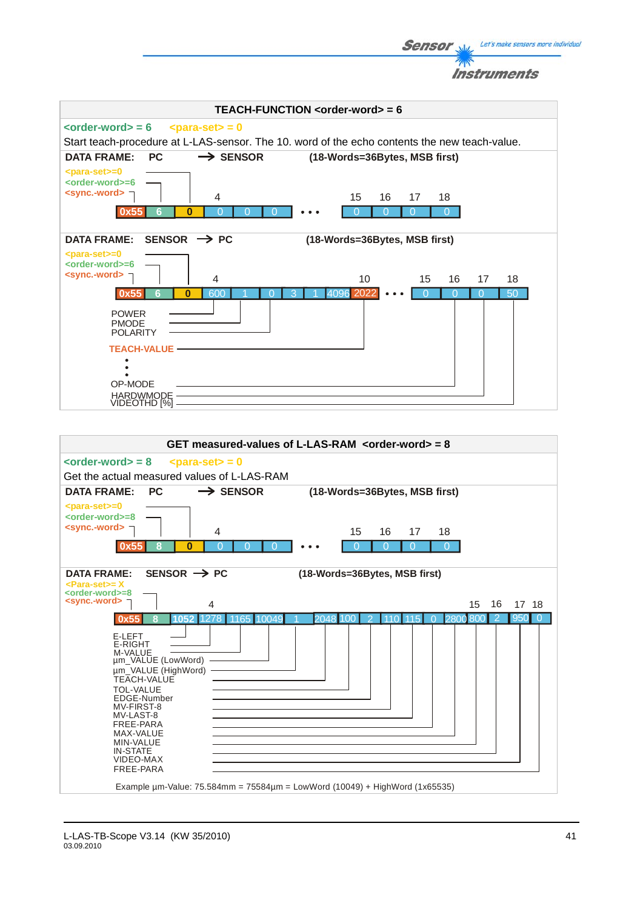## TEACH-FUNCTION <order-word> = 6

<order-word> = 6 &nbsp;&nbsp; <para-set> = 0

Start teach-procedure at L-LAS-sensor. The 10. word of the echo contents the new teach-value.

**DATA FRAME: PC → SENSOR (18-Words=36Bytes, MSB first)**

<para-set>=0
<order-word>=6
<sync.-word>

| | | | 4 | | | ... | 15 | 16 | 17 | 18 |
|---|---|---|---|---|---|---|---|---|---|---|
| 0x55 | 6 | 0 | 0 | 0 | 0 | • • • | 0 | 0 | 0 | 0 |

**DATA FRAME: SENSOR → PC (18-Words=36Bytes, MSB first)**

<para-set>=0
<order-word>=6
<sync.-word>

| | | | 4 | | | | | | 10 | ... | 15 | 16 | 17 | 18 |
|---|---|---|---|---|---|---|---|---|---|---|---|---|---|---|
| 0x55 | 6 | 0 | 600 | 1 | 0 | 3 | 1 | 4096 | 2022 | • • • | 0 | 0 | 0 | 50 |

POWER
PMODE
POLARITY
TEACH-VALUE
:
OP-MODE
HARDWMODE
VIDEOTHD [%]

## GET measured-values of L-LAS-RAM <order-word> = 8

<order-word> = 8 &nbsp;&nbsp; <para-set> = 0

Get the actual measured values of L-LAS-RAM

**DATA FRAME: PC → SENSOR (18-Words=36Bytes, MSB first)**

<para-set>=0
<order-word>=8
<sync.-word>

| | | | 4 | | | ... | 15 | 16 | 17 | 18 |
|---|---|---|---|---|---|---|---|---|---|---|
| 0x55 | 8 | 0 | 0 | 0 | 0 | • • • | 0 | 0 | 0 | 0 |

**DATA FRAME: SENSOR → PC (18-Words=36Bytes, MSB first)**

<Para-set>= X
<order-word>=8
<sync.-word>

| | | 4 | | | | | | | | | | | | 15 | 16 | 17 | 18 |
|---|---|---|---|---|---|---|---|---|---|---|---|---|---|---|---|---|---|
| 0x55 | 8 | 1052 | 1278 | 1165 | 10049 | 1 | 2048 | 100 | 2 | 110 | 115 | 0 | 2800 | 800 | 2 | 950 | 0 |

E-LEFT
E-RIGHT
M-VALUE
µm_VALUE (LowWord)
µm_VALUE (HighWord)
TEACH-VALUE
TOL-VALUE
EDGE-Number
MV-FIRST-8
MV-LAST-8
FREE-PARA
MAX-VALUE
MIN-VALUE
IN-STATE
VIDEO-MAX
FREE-PARA

Example µm-Value: 75.584mm = 75584µm = LowWord (10049) + HighWord (1x65535)

L-LAS-TB-Scope V3.14 (KW 35/2010)
03.09.2010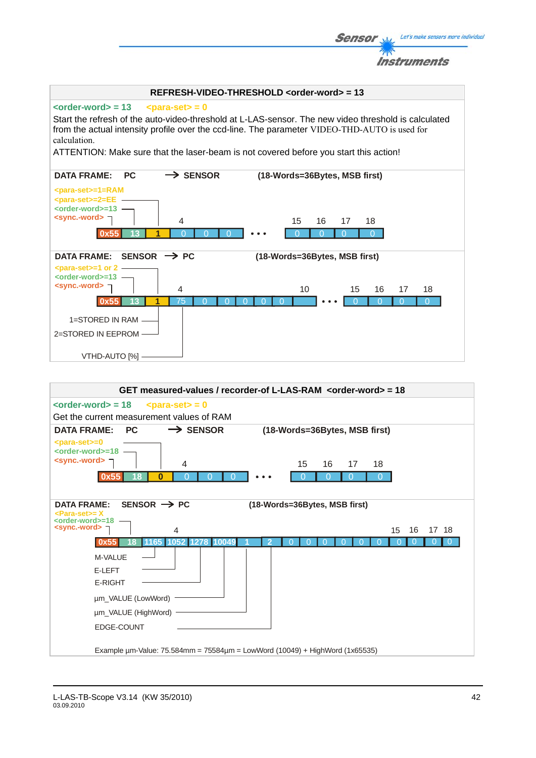## REFRESH-VIDEO-THRESHOLD <order-word> = 13

<order-word> = 13 <para-set> = 0

Start the refresh of the auto-video-threshold at L-LAS-sensor. The new video threshold is calculated from the actual intensity profile over the ccd-line. The parameter VIDEO-THD-AUTO is used for calculation.

ATTENTION: Make sure that the laser-beam is not covered before you start this action!

**DATA FRAME: PC → SENSOR (18-Words=36Bytes, MSB first)**

<para-set>=1=RAM
<para-set>=2=EE
<order-word>=13
<sync.-word>

| 0x55 | 13 | 1 | 0 | 0 | 0 | • • • | 0 | 0 | 0 | 0 |
|---|---|---|---|---|---|---|---|---|---|---|
| | | | 4 | | | | 15 | 16 | 17 | 18 |

**DATA FRAME: SENSOR → PC (18-Words=36Bytes, MSB first)**

<para-set>=1 or 2
<order-word>=13
<sync.-word>

| 0x55 | 13 | 1 | 75 | 0 | 0 | 0 | 0 | 0 | | • • • | 0 | 0 | 0 | 0 |
|---|---|---|---|---|---|---|---|---|---|---|---|---|---|---|
| | | | 4 | | | | | | 10 | | 15 | 16 | 17 | 18 |

1=STORED IN RAM
2=STORED IN EEPROM
VTHD-AUTO [%]

## GET measured-values / recorder-of L-LAS-RAM <order-word> = 18

<order-word> = 18 <para-set> = 0

Get the current measurement values of RAM

**DATA FRAME: PC → SENSOR (18-Words=36Bytes, MSB first)**

<para-set>=0
<order-word>=18
<sync.-word>

| 0x55 | 18 | 0 | 0 | 0 | 0 | • • • | 0 | 0 | 0 | 0 |
|---|---|---|---|---|---|---|---|---|---|---|
| | | | 4 | | | | 15 | 16 | 17 | 18 |

**DATA FRAME: SENSOR → PC (18-Words=36Bytes, MSB first)**

<Para-set>= X
<order-word>=18
<sync.-word>

| 0x55 | 18 | 1165 | 1052 | 1278 | 10049 | 1 | 2 | 0 | 0 | 0 | 0 | 0 | 0 | 0 | 0 | 0 | 0 |
|---|---|---|---|---|---|---|---|---|---|---|---|---|---|---|---|---|---|
| | | | 4 | | | | | | | | | | | 15 | 16 | 17 | 18 |

M-VALUE
E-LEFT
E-RIGHT
µm_VALUE (LowWord)
µm_VALUE (HighWord)
EDGE-COUNT

Example µm-Value: 75.584mm = 75584µm = LowWord (10049) + HighWord (1x65535)

L-LAS-TB-Scope V3.14 (KW 35/2010)
03.09.2010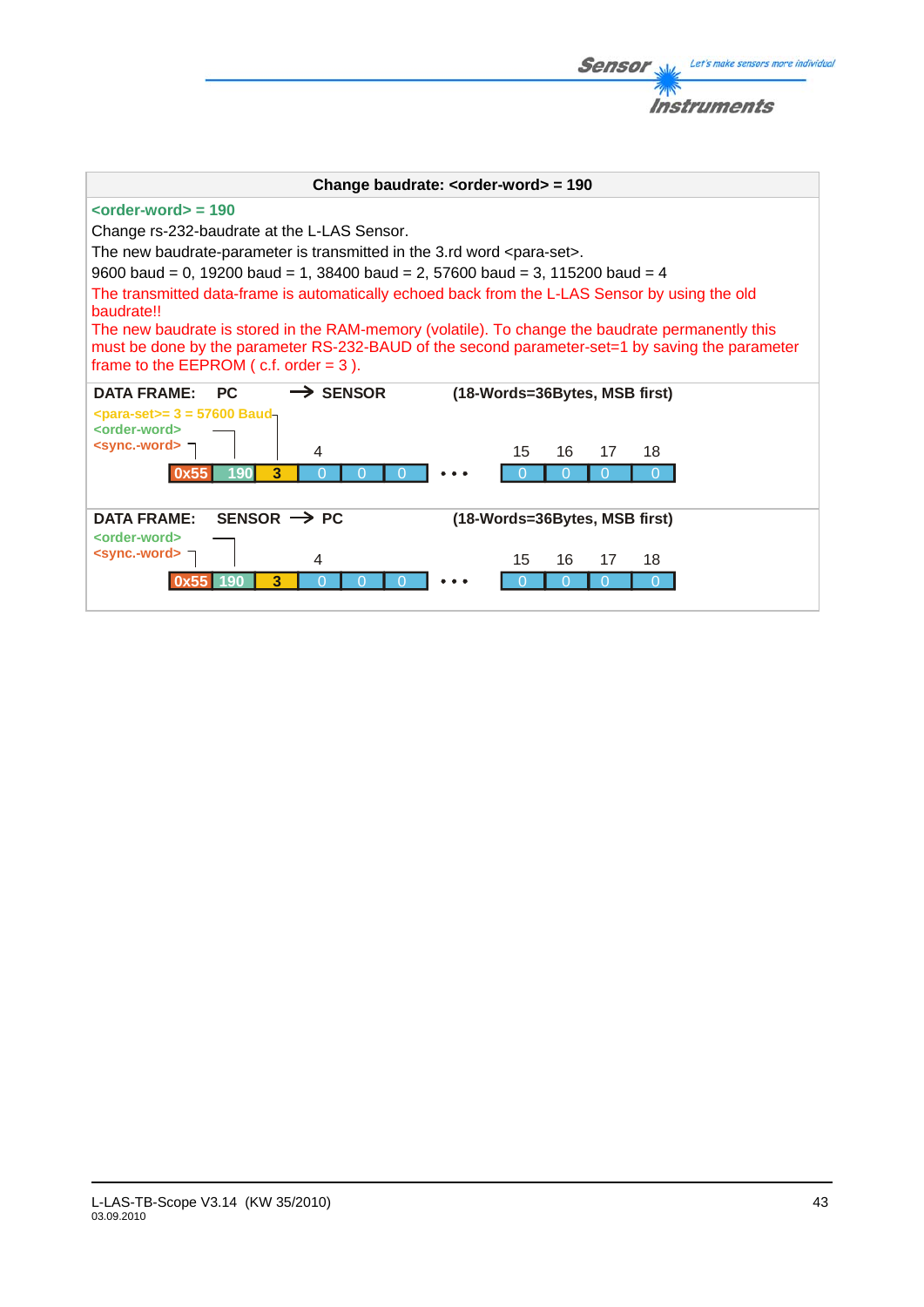## Change baudrate: <order-word> = 190

**<order-word> = 190**

Change rs-232-baudrate at the L-LAS Sensor.

The new baudrate-parameter is transmitted in the 3.rd word <para-set>.

9600 baud = 0, 19200 baud = 1, 38400 baud = 2, 57600 baud = 3, 115200 baud = 4

The transmitted data-frame is automatically echoed back from the L-LAS Sensor by using the old baudrate!!

The new baudrate is stored in the RAM-memory (volatile). To change the baudrate permanently this must be done by the parameter RS-232-BAUD of the second parameter-set=1 by saving the parameter frame to the EEPROM ( c.f. order = 3 ).

**DATA FRAME: PC → SENSOR** **(18-Words=36Bytes, MSB first)**

<para-set>= 3 = 57600 Baud
<order-word>
<sync.-word>

| <sync.-word> | <order-word> | <para-set> | 4 | | | ... | 15 | 16 | 17 | 18 |
|---|---|---|---|---|---|---|---|---|---|---|
| 0x55 | 190 | 3 | 0 | 0 | 0 | • • • | 0 | 0 | 0 | 0 |

**DATA FRAME: SENSOR → PC** **(18-Words=36Bytes, MSB first)**

<order-word>
<sync.-word>

| <sync.-word> | <order-word> | | 4 | | | ... | 15 | 16 | 17 | 18 |
|---|---|---|---|---|---|---|---|---|---|---|
| 0x55 | 190 | 3 | 0 | 0 | 0 | • • • | 0 | 0 | 0 | 0 |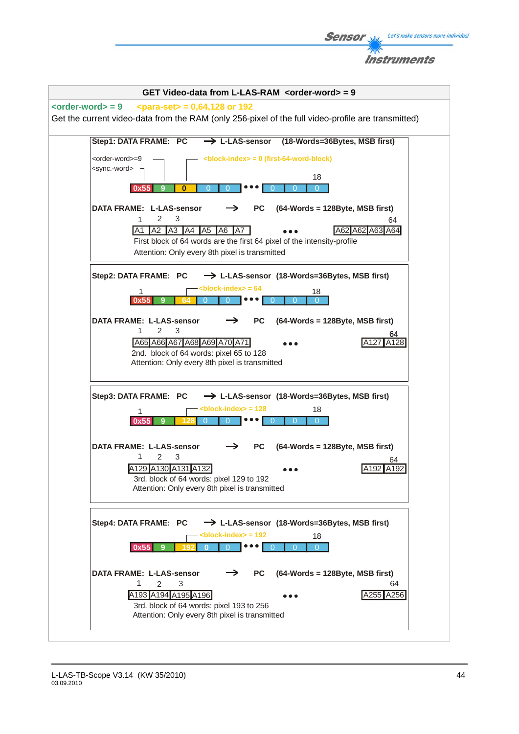## GET Video-data from L-LAS-RAM <order-word> = 9

**<order-word> = 9** **<para-set> = 0,64,128 or 192**

Get the current video-data from the RAM (only 256-pixel of the full video-profile are transmitted)

**Step1: DATA FRAME: PC → L-LAS-sensor (18-Words=36Bytes, MSB first)**

<order-word>=9
<sync.-word>
<block-index> = 0 (first-64-word-block)
18

0x55 | 9 | 0 | 0 | 0 ••• 0 | 0 | 0

**DATA FRAME: L-LAS-sensor → PC (64-Words = 128Byte, MSB first)**

1 2 3 ... 64

A1 | A2 | A3 | A4 | A5 | A6 | A7 ••• A62 | A62 | A63 | A64

First block of 64 words are the first 64 pixel of the intensity-profile

Attention: Only every 8th pixel is transmitted

**Step2: DATA FRAME: PC → L-LAS-sensor (18-Words=36Bytes, MSB first)**

1 <block-index> = 64 18

0x55 | 9 | 64 | 0 | 0 ••• 0 | 0 | 0

**DATA FRAME: L-LAS-sensor → PC (64-Words = 128Byte, MSB first)**

1 2 3 ... 64

A65 | A66 | A67 | A68 | A69 | A70 | A71 ••• A127 | A128

2nd. block of 64 words: pixel 65 to 128

Attention: Only every 8th pixel is transmitted

**Step3: DATA FRAME: PC → L-LAS-sensor (18-Words=36Bytes, MSB first)**

1 <block-index> = 128 18

0x55 | 9 | 128 | 0 | 0 ••• 0 | 0 | 0

**DATA FRAME: L-LAS-sensor → PC (64-Words = 128Byte, MSB first)**

1 2 3 ... 64

A129 | A130 | A131 | A132 ••• A192 | A192

3rd. block of 64 words: pixel 129 to 192

Attention: Only every 8th pixel is transmitted

**Step4: DATA FRAME: PC → L-LAS-sensor (18-Words=36Bytes, MSB first)**

<block-index> = 192 18

0x55 | 9 | 192 | 0 | 0 ••• 0 | 0 | 0

**DATA FRAME: L-LAS-sensor → PC (64-Words = 128Byte, MSB first)**

1 2 3 ... 64

A193 | A194 | A195 | A196 ••• A255 | A256

3rd. block of 64 words: pixel 193 to 256

Attention: Only every 8th pixel is transmitted